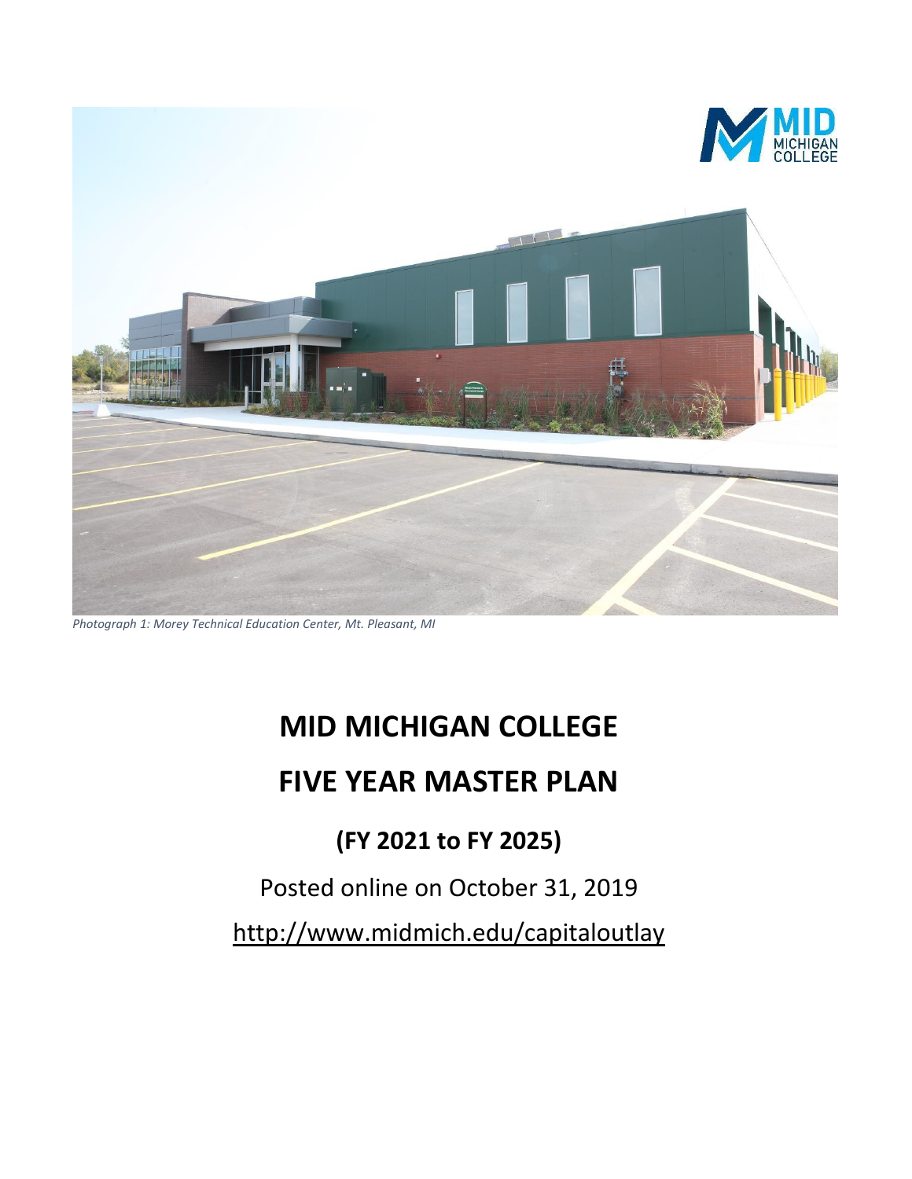*Photograph 1: Morey Technical Education Center, Mt. Pleasant, MI*

# MID MICHIGAN COLLEGE

# FIVE YEAR MASTER PLAN

## (FY 2021 to FY 2025)

Posted online on October 31, 2019

http://www.midmich.edu/capitaloutlay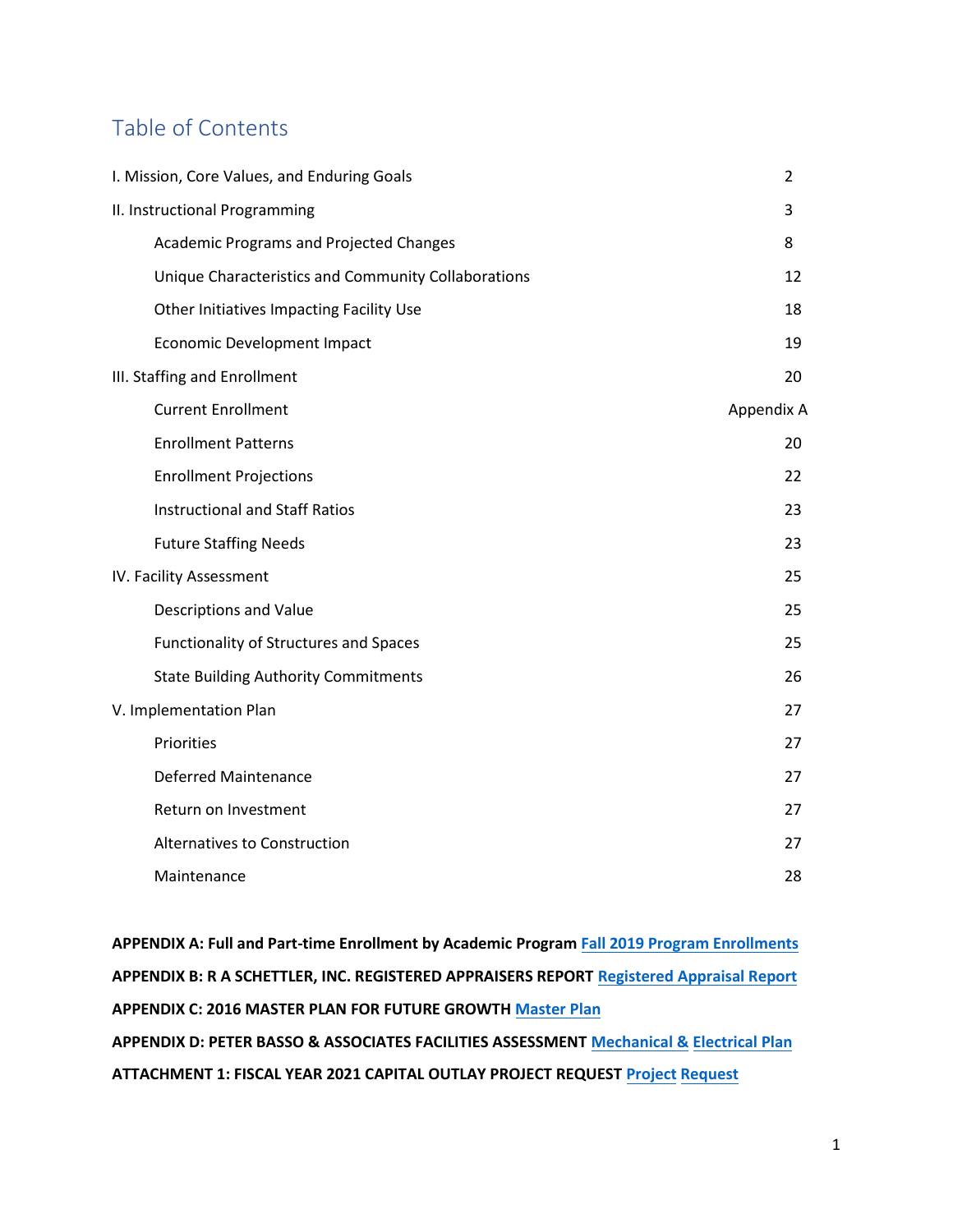# Table of Contents

| | |
|---|---|
| I. Mission, Core Values, and Enduring Goals | 2 |
| II. Instructional Programming | 3 |
| Academic Programs and Projected Changes | 8 |
| Unique Characteristics and Community Collaborations | 12 |
| Other Initiatives Impacting Facility Use | 18 |
| Economic Development Impact | 19 |
| III. Staffing and Enrollment | 20 |
| Current Enrollment | Appendix A |
| Enrollment Patterns | 20 |
| Enrollment Projections | 22 |
| Instructional and Staff Ratios | 23 |
| Future Staffing Needs | 23 |
| IV. Facility Assessment | 25 |
| Descriptions and Value | 25 |
| Functionality of Structures and Spaces | 25 |
| State Building Authority Commitments | 26 |
| V. Implementation Plan | 27 |
| Priorities | 27 |
| Deferred Maintenance | 27 |
| Return on Investment | 27 |
| Alternatives to Construction | 27 |
| Maintenance | 28 |

**APPENDIX A: Full and Part-time Enrollment by Academic Program** Fall 2019 Program Enrollments

**APPENDIX B: R A SCHETTLER, INC. REGISTERED APPRAISERS REPORT** Registered Appraisal Report

**APPENDIX C: 2016 MASTER PLAN FOR FUTURE GROWTH** Master Plan

**APPENDIX D: PETER BASSO & ASSOCIATES FACILITIES ASSESSMENT** Mechanical & Electrical Plan

**ATTACHMENT 1: FISCAL YEAR 2021 CAPITAL OUTLAY PROJECT REQUEST** Project Request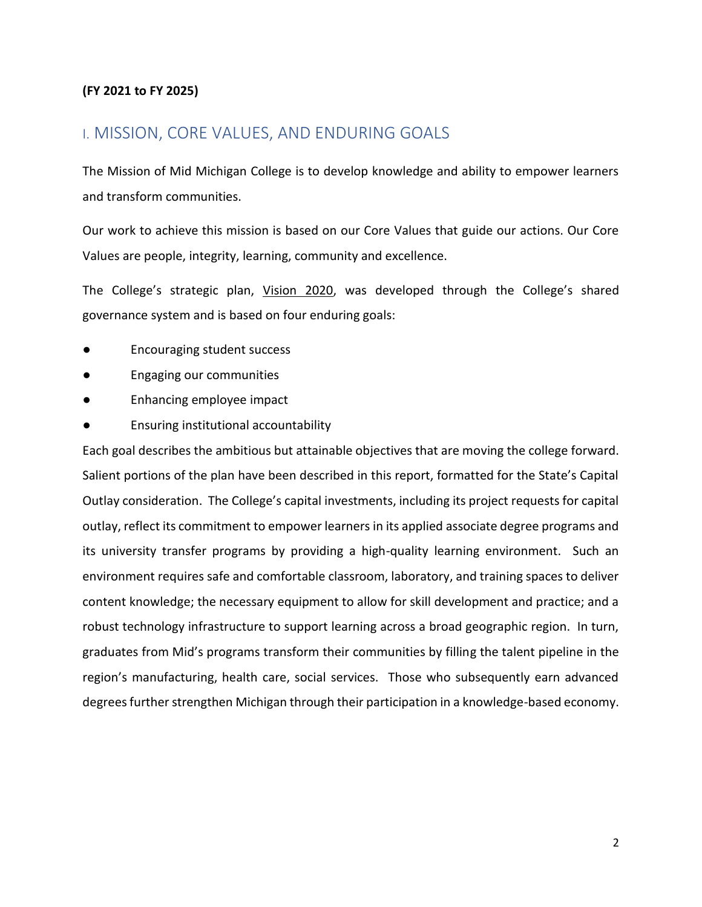**(FY 2021 to FY 2025)**

## I. MISSION, CORE VALUES, AND ENDURING GOALS

The Mission of Mid Michigan College is to develop knowledge and ability to empower learners and transform communities.

Our work to achieve this mission is based on our Core Values that guide our actions. Our Core Values are people, integrity, learning, community and excellence.

The College's strategic plan, Vision 2020, was developed through the College's shared governance system and is based on four enduring goals:

- Encouraging student success
- Engaging our communities
- Enhancing employee impact
- Ensuring institutional accountability

Each goal describes the ambitious but attainable objectives that are moving the college forward. Salient portions of the plan have been described in this report, formatted for the State's Capital Outlay consideration. The College's capital investments, including its project requests for capital outlay, reflect its commitment to empower learners in its applied associate degree programs and its university transfer programs by providing a high-quality learning environment. Such an environment requires safe and comfortable classroom, laboratory, and training spaces to deliver content knowledge; the necessary equipment to allow for skill development and practice; and a robust technology infrastructure to support learning across a broad geographic region. In turn, graduates from Mid's programs transform their communities by filling the talent pipeline in the region's manufacturing, health care, social services. Those who subsequently earn advanced degrees further strengthen Michigan through their participation in a knowledge-based economy.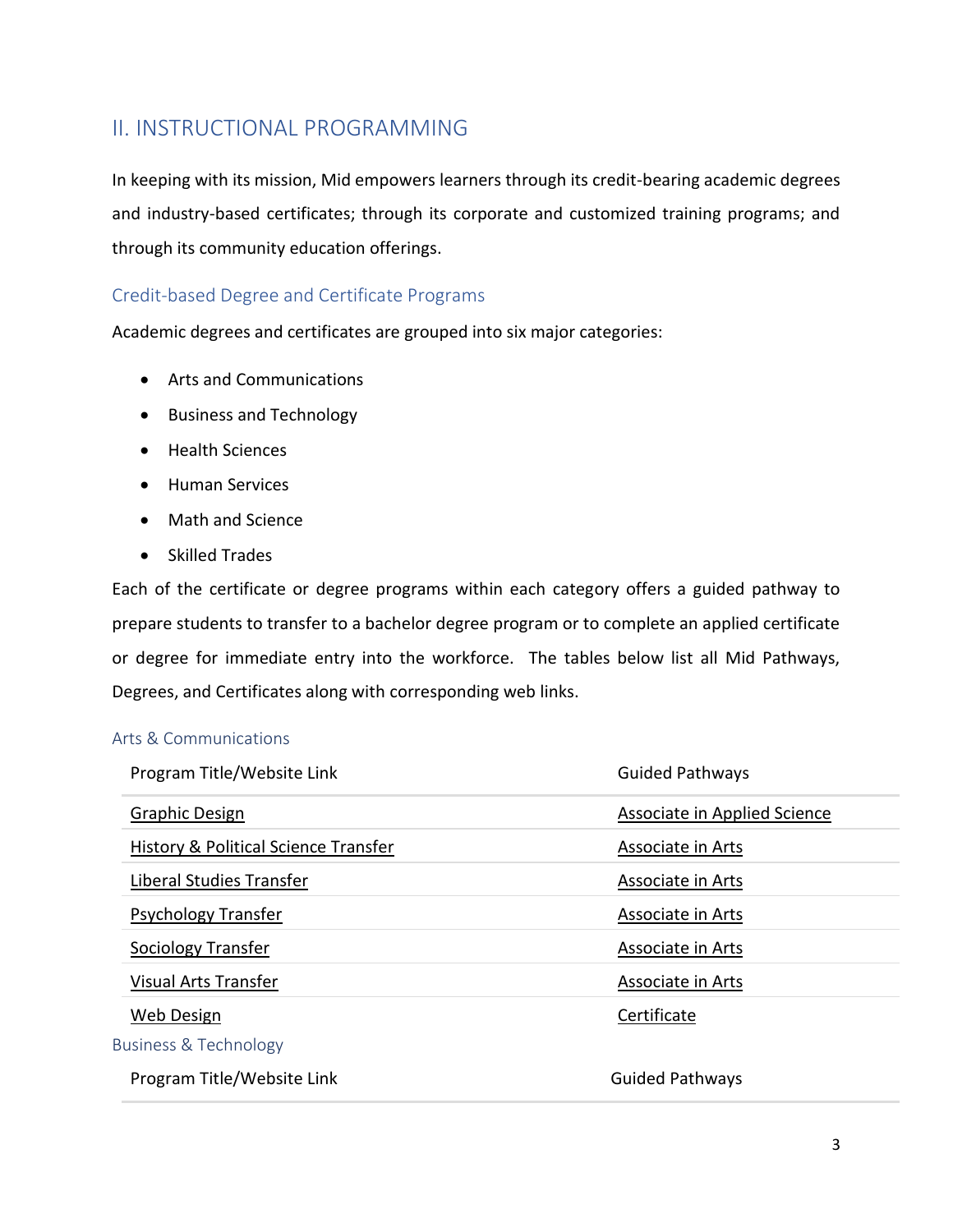## II. INSTRUCTIONAL PROGRAMMING

In keeping with its mission, Mid empowers learners through its credit-bearing academic degrees and industry-based certificates; through its corporate and customized training programs; and through its community education offerings.

### Credit-based Degree and Certificate Programs

Academic degrees and certificates are grouped into six major categories:

- Arts and Communications
- Business and Technology
- Health Sciences
- Human Services
- Math and Science
- Skilled Trades

Each of the certificate or degree programs within each category offers a guided pathway to prepare students to transfer to a bachelor degree program or to complete an applied certificate or degree for immediate entry into the workforce. The tables below list all Mid Pathways, Degrees, and Certificates along with corresponding web links.

#### Arts & Communications

| Program Title/Website Link | Guided Pathways |
|---|---|
| Graphic Design | Associate in Applied Science |
| History & Political Science Transfer | Associate in Arts |
| Liberal Studies Transfer | Associate in Arts |
| Psychology Transfer | Associate in Arts |
| Sociology Transfer | Associate in Arts |
| Visual Arts Transfer | Associate in Arts |
| Web Design | Certificate |

#### Business & Technology

| Program Title/Website Link | Guided Pathways |
|---|---|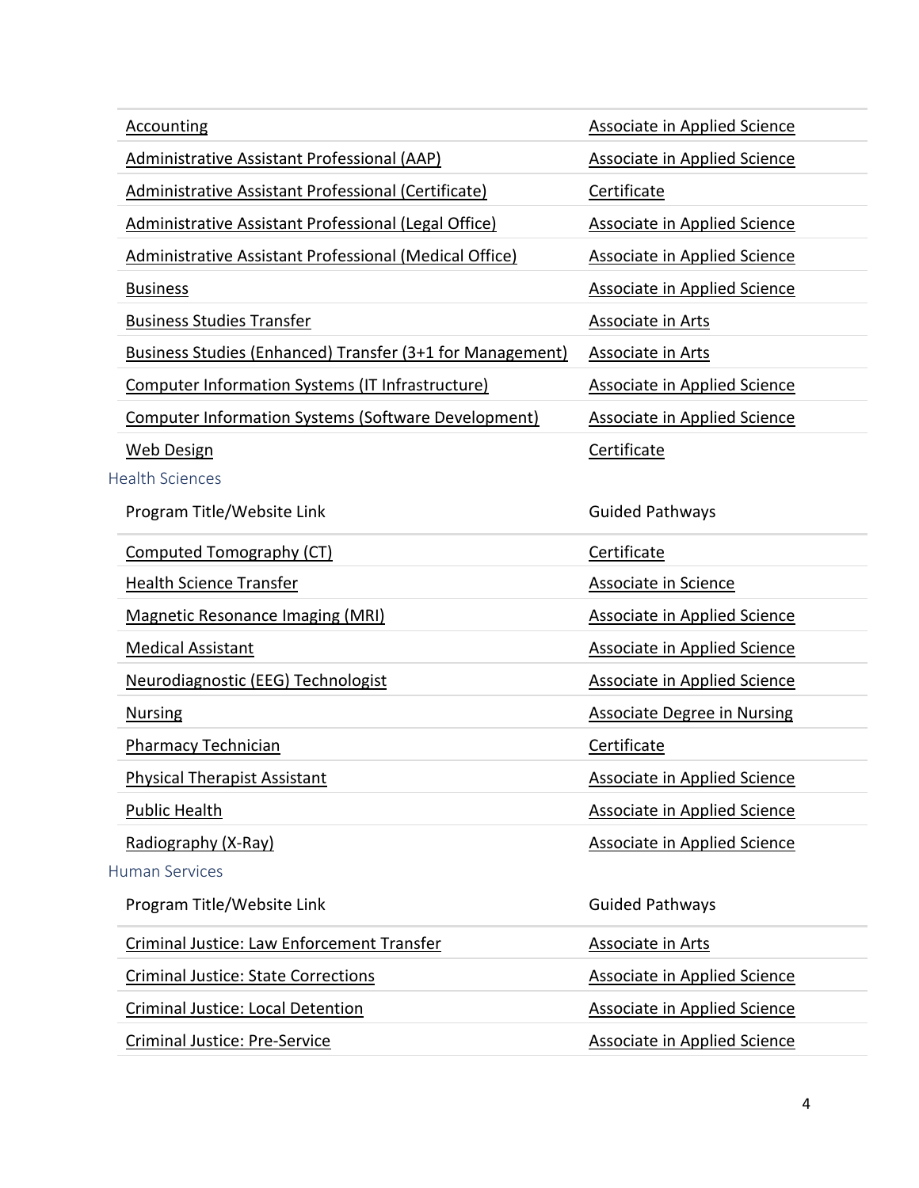| | |
|---|---|
| Accounting | Associate in Applied Science |
| Administrative Assistant Professional (AAP) | Associate in Applied Science |
| Administrative Assistant Professional (Certificate) | Certificate |
| Administrative Assistant Professional (Legal Office) | Associate in Applied Science |
| Administrative Assistant Professional (Medical Office) | Associate in Applied Science |
| Business | Associate in Applied Science |
| Business Studies Transfer | Associate in Arts |
| Business Studies (Enhanced) Transfer (3+1 for Management) | Associate in Arts |
| Computer Information Systems (IT Infrastructure) | Associate in Applied Science |
| Computer Information Systems (Software Development) | Associate in Applied Science |
| Web Design | Certificate |

### Health Sciences

| Program Title/Website Link | Guided Pathways |
|---|---|
| Computed Tomography (CT) | Certificate |
| Health Science Transfer | Associate in Science |
| Magnetic Resonance Imaging (MRI) | Associate in Applied Science |
| Medical Assistant | Associate in Applied Science |
| Neurodiagnostic (EEG) Technologist | Associate in Applied Science |
| Nursing | Associate Degree in Nursing |
| Pharmacy Technician | Certificate |
| Physical Therapist Assistant | Associate in Applied Science |
| Public Health | Associate in Applied Science |
| Radiography (X-Ray) | Associate in Applied Science |

### Human Services

| Program Title/Website Link | Guided Pathways |
|---|---|
| Criminal Justice: Law Enforcement Transfer | Associate in Arts |
| Criminal Justice: State Corrections | Associate in Applied Science |
| Criminal Justice: Local Detention | Associate in Applied Science |
| Criminal Justice: Pre-Service | Associate in Applied Science |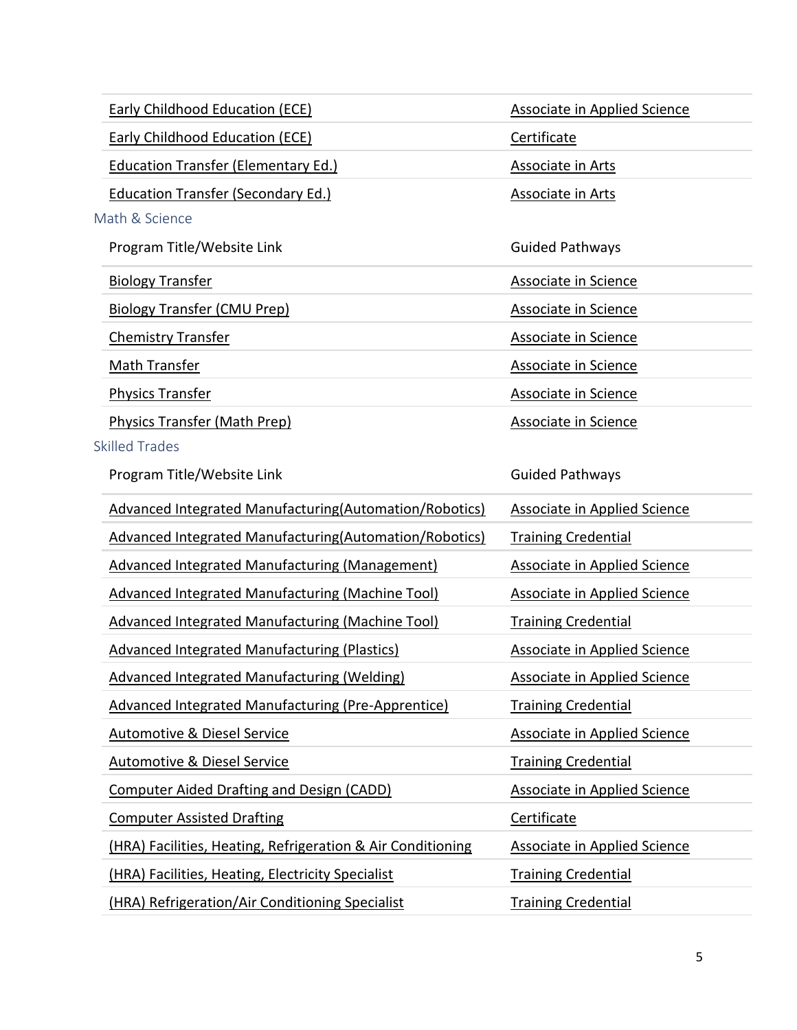| | |
|---|---|
| Early Childhood Education (ECE) | Associate in Applied Science |
| Early Childhood Education (ECE) | Certificate |
| Education Transfer (Elementary Ed.) | Associate in Arts |
| Education Transfer (Secondary Ed.) | Associate in Arts |

### Math & Science

| Program Title/Website Link | Guided Pathways |
|---|---|
| Biology Transfer | Associate in Science |
| Biology Transfer (CMU Prep) | Associate in Science |
| Chemistry Transfer | Associate in Science |
| Math Transfer | Associate in Science |
| Physics Transfer | Associate in Science |
| Physics Transfer (Math Prep) | Associate in Science |

### Skilled Trades

| Program Title/Website Link | Guided Pathways |
|---|---|
| Advanced Integrated Manufacturing(Automation/Robotics) | Associate in Applied Science |
| Advanced Integrated Manufacturing(Automation/Robotics) | Training Credential |
| Advanced Integrated Manufacturing (Management) | Associate in Applied Science |
| Advanced Integrated Manufacturing (Machine Tool) | Associate in Applied Science |
| Advanced Integrated Manufacturing (Machine Tool) | Training Credential |
| Advanced Integrated Manufacturing (Plastics) | Associate in Applied Science |
| Advanced Integrated Manufacturing (Welding) | Associate in Applied Science |
| Advanced Integrated Manufacturing (Pre-Apprentice) | Training Credential |
| Automotive & Diesel Service | Associate in Applied Science |
| Automotive & Diesel Service | Training Credential |
| Computer Aided Drafting and Design (CADD) | Associate in Applied Science |
| Computer Assisted Drafting | Certificate |
| (HRA) Facilities, Heating, Refrigeration & Air Conditioning | Associate in Applied Science |
| (HRA) Facilities, Heating, Electricity Specialist | Training Credential |
| (HRA) Refrigeration/Air Conditioning Specialist | Training Credential |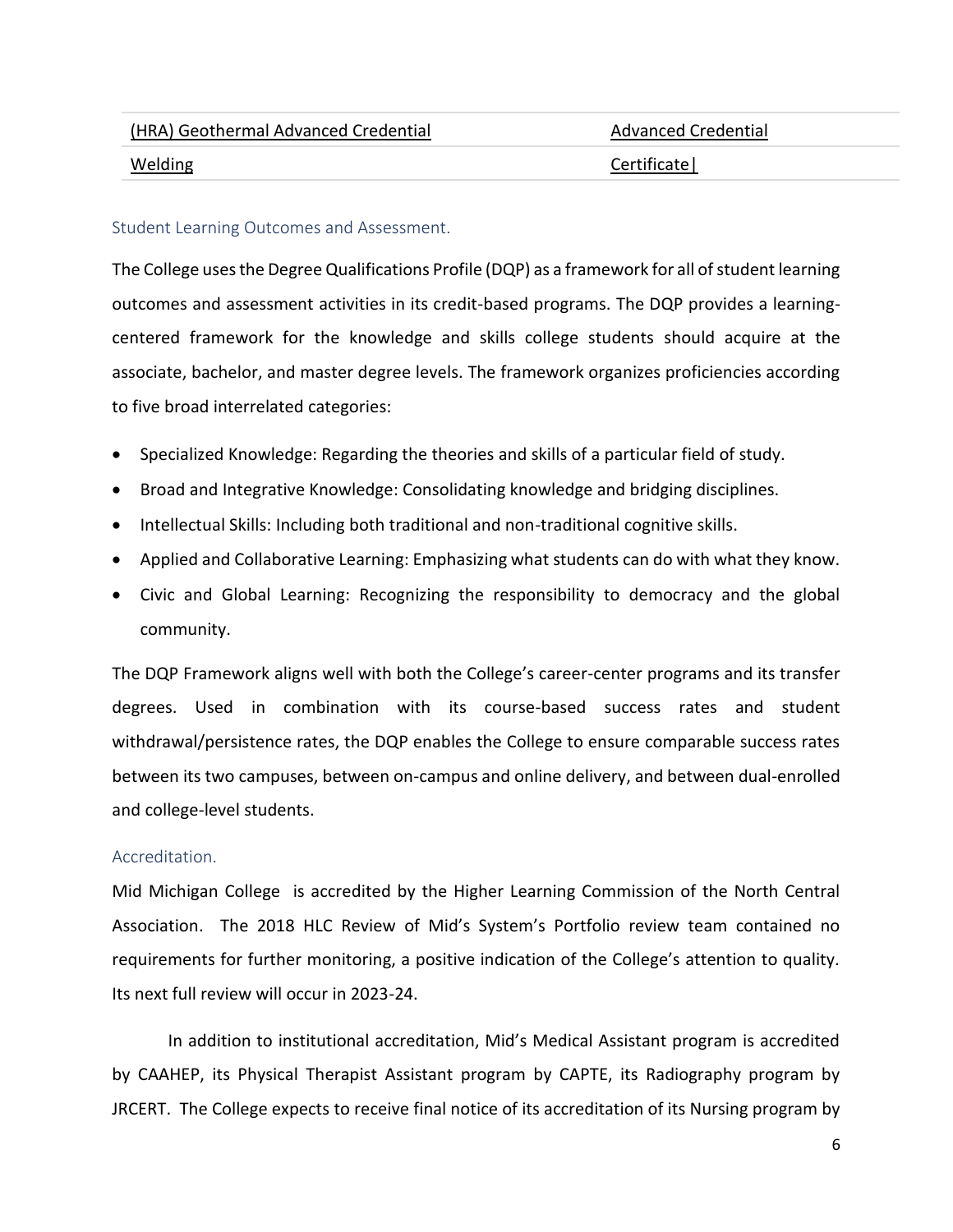| (HRA) Geothermal Advanced Credential | Advanced Credential |
|---|---|
| Welding | Certificate\| |

### Student Learning Outcomes and Assessment.

The College uses the Degree Qualifications Profile (DQP) as a framework for all of student learning outcomes and assessment activities in its credit-based programs. The DQP provides a learning-centered framework for the knowledge and skills college students should acquire at the associate, bachelor, and master degree levels. The framework organizes proficiencies according to five broad interrelated categories:

- Specialized Knowledge: Regarding the theories and skills of a particular field of study.
- Broad and Integrative Knowledge: Consolidating knowledge and bridging disciplines.
- Intellectual Skills: Including both traditional and non-traditional cognitive skills.
- Applied and Collaborative Learning: Emphasizing what students can do with what they know.
- Civic and Global Learning: Recognizing the responsibility to democracy and the global community.

The DQP Framework aligns well with both the College's career-center programs and its transfer degrees. Used in combination with its course-based success rates and student withdrawal/persistence rates, the DQP enables the College to ensure comparable success rates between its two campuses, between on-campus and online delivery, and between dual-enrolled and college-level students.

### Accreditation.

Mid Michigan College is accredited by the Higher Learning Commission of the North Central Association. The 2018 HLC Review of Mid's System's Portfolio review team contained no requirements for further monitoring, a positive indication of the College's attention to quality. Its next full review will occur in 2023-24.

In addition to institutional accreditation, Mid's Medical Assistant program is accredited by CAAHEP, its Physical Therapist Assistant program by CAPTE, its Radiography program by JRCERT. The College expects to receive final notice of its accreditation of its Nursing program by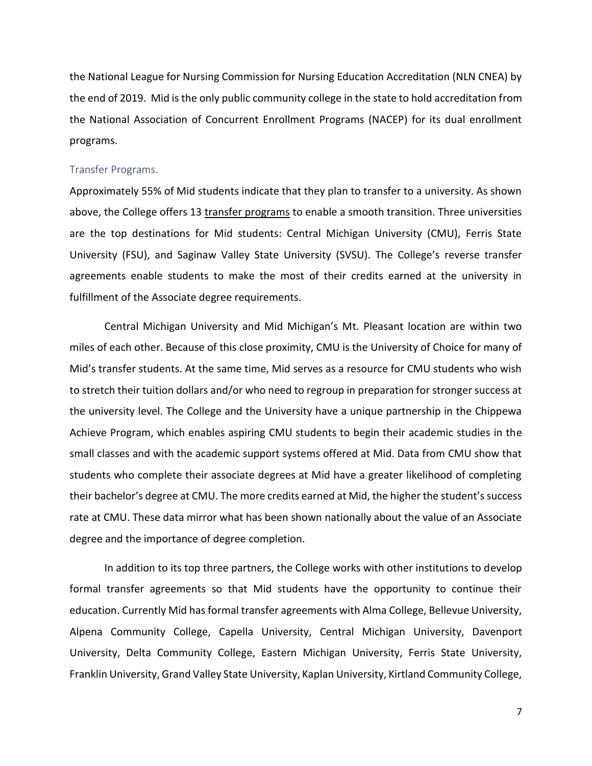the National League for Nursing Commission for Nursing Education Accreditation (NLN CNEA) by the end of 2019. Mid is the only public community college in the state to hold accreditation from the National Association of Concurrent Enrollment Programs (NACEP) for its dual enrollment programs.

### Transfer Programs.

Approximately 55% of Mid students indicate that they plan to transfer to a university. As shown above, the College offers 13 transfer programs to enable a smooth transition. Three universities are the top destinations for Mid students: Central Michigan University (CMU), Ferris State University (FSU), and Saginaw Valley State University (SVSU). The College's reverse transfer agreements enable students to make the most of their credits earned at the university in fulfillment of the Associate degree requirements.

Central Michigan University and Mid Michigan's Mt. Pleasant location are within two miles of each other. Because of this close proximity, CMU is the University of Choice for many of Mid's transfer students. At the same time, Mid serves as a resource for CMU students who wish to stretch their tuition dollars and/or who need to regroup in preparation for stronger success at the university level. The College and the University have a unique partnership in the Chippewa Achieve Program, which enables aspiring CMU students to begin their academic studies in the small classes and with the academic support systems offered at Mid. Data from CMU show that students who complete their associate degrees at Mid have a greater likelihood of completing their bachelor's degree at CMU. The more credits earned at Mid, the higher the student's success rate at CMU. These data mirror what has been shown nationally about the value of an Associate degree and the importance of degree completion.

In addition to its top three partners, the College works with other institutions to develop formal transfer agreements so that Mid students have the opportunity to continue their education. Currently Mid has formal transfer agreements with Alma College, Bellevue University, Alpena Community College, Capella University, Central Michigan University, Davenport University, Delta Community College, Eastern Michigan University, Ferris State University, Franklin University, Grand Valley State University, Kaplan University, Kirtland Community College,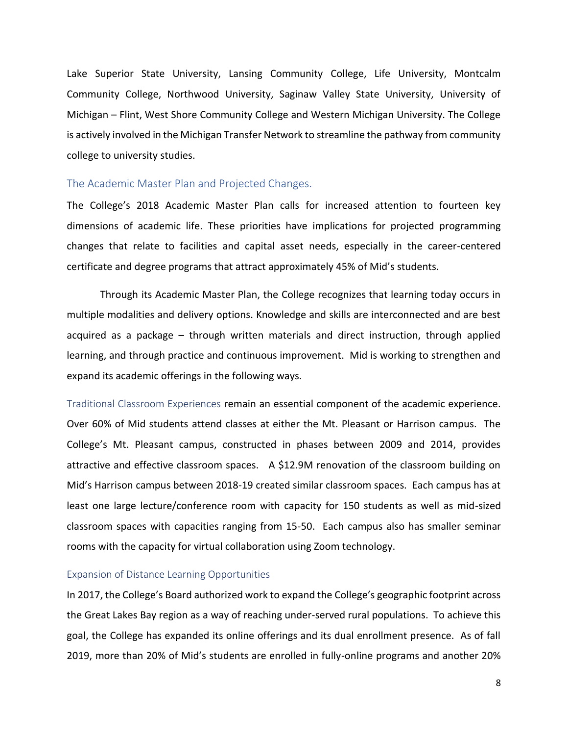Lake Superior State University, Lansing Community College, Life University, Montcalm Community College, Northwood University, Saginaw Valley State University, University of Michigan – Flint, West Shore Community College and Western Michigan University. The College is actively involved in the Michigan Transfer Network to streamline the pathway from community college to university studies.

## The Academic Master Plan and Projected Changes.

The College's 2018 Academic Master Plan calls for increased attention to fourteen key dimensions of academic life. These priorities have implications for projected programming changes that relate to facilities and capital asset needs, especially in the career-centered certificate and degree programs that attract approximately 45% of Mid's students.

Through its Academic Master Plan, the College recognizes that learning today occurs in multiple modalities and delivery options. Knowledge and skills are interconnected and are best acquired as a package – through written materials and direct instruction, through applied learning, and through practice and continuous improvement. Mid is working to strengthen and expand its academic offerings in the following ways.

Traditional Classroom Experiences remain an essential component of the academic experience. Over 60% of Mid students attend classes at either the Mt. Pleasant or Harrison campus. The College's Mt. Pleasant campus, constructed in phases between 2009 and 2014, provides attractive and effective classroom spaces. A $12.9M renovation of the classroom building on Mid's Harrison campus between 2018-19 created similar classroom spaces. Each campus has at least one large lecture/conference room with capacity for 150 students as well as mid-sized classroom spaces with capacities ranging from 15-50. Each campus also has smaller seminar rooms with the capacity for virtual collaboration using Zoom technology.

## Expansion of Distance Learning Opportunities

In 2017, the College's Board authorized work to expand the College's geographic footprint across the Great Lakes Bay region as a way of reaching under-served rural populations. To achieve this goal, the College has expanded its online offerings and its dual enrollment presence. As of fall 2019, more than 20% of Mid's students are enrolled in fully-online programs and another 20%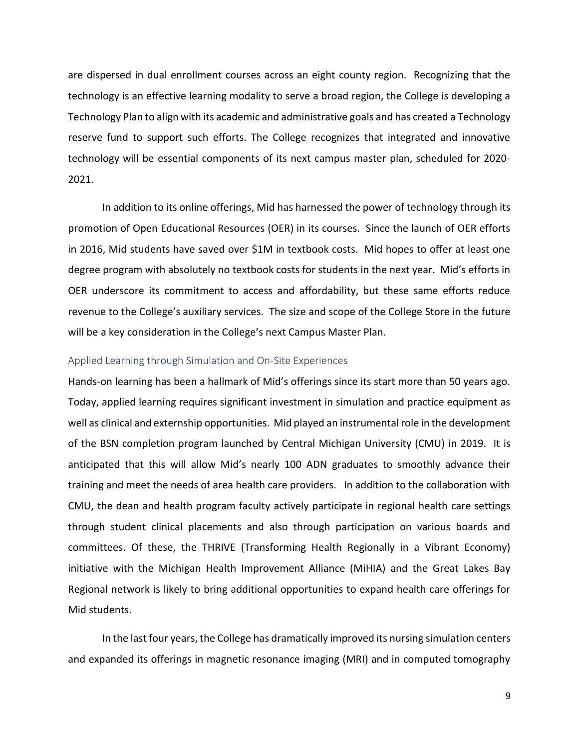are dispersed in dual enrollment courses across an eight county region. Recognizing that the technology is an effective learning modality to serve a broad region, the College is developing a Technology Plan to align with its academic and administrative goals and has created a Technology reserve fund to support such efforts. The College recognizes that integrated and innovative technology will be essential components of its next campus master plan, scheduled for 2020-2021.

In addition to its online offerings, Mid has harnessed the power of technology through its promotion of Open Educational Resources (OER) in its courses. Since the launch of OER efforts in 2016, Mid students have saved over $1M in textbook costs. Mid hopes to offer at least one degree program with absolutely no textbook costs for students in the next year. Mid's efforts in OER underscore its commitment to access and affordability, but these same efforts reduce revenue to the College's auxiliary services. The size and scope of the College Store in the future will be a key consideration in the College's next Campus Master Plan.

## Applied Learning through Simulation and On-Site Experiences

Hands-on learning has been a hallmark of Mid's offerings since its start more than 50 years ago. Today, applied learning requires significant investment in simulation and practice equipment as well as clinical and externship opportunities. Mid played an instrumental role in the development of the BSN completion program launched by Central Michigan University (CMU) in 2019. It is anticipated that this will allow Mid's nearly 100 ADN graduates to smoothly advance their training and meet the needs of area health care providers. In addition to the collaboration with CMU, the dean and health program faculty actively participate in regional health care settings through student clinical placements and also through participation on various boards and committees. Of these, the THRIVE (Transforming Health Regionally in a Vibrant Economy) initiative with the Michigan Health Improvement Alliance (MiHIA) and the Great Lakes Bay Regional network is likely to bring additional opportunities to expand health care offerings for Mid students.

In the last four years, the College has dramatically improved its nursing simulation centers and expanded its offerings in magnetic resonance imaging (MRI) and in computed tomography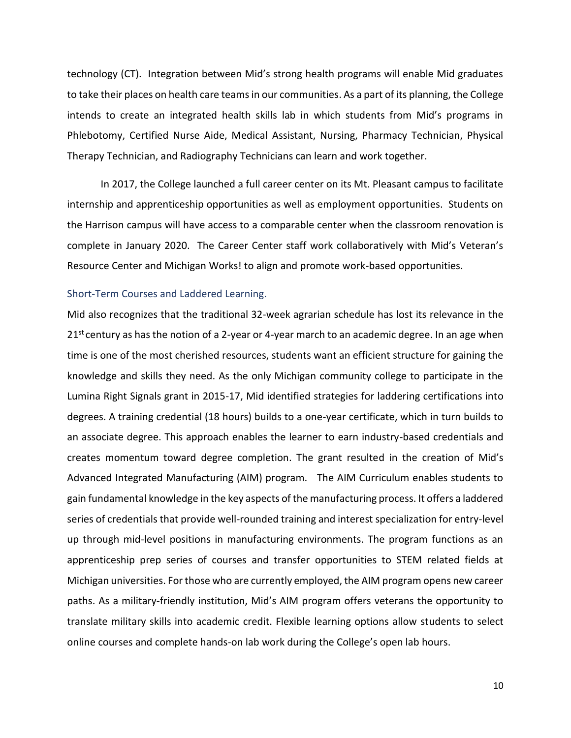technology (CT). Integration between Mid's strong health programs will enable Mid graduates to take their places on health care teams in our communities. As a part of its planning, the College intends to create an integrated health skills lab in which students from Mid's programs in Phlebotomy, Certified Nurse Aide, Medical Assistant, Nursing, Pharmacy Technician, Physical Therapy Technician, and Radiography Technicians can learn and work together.

In 2017, the College launched a full career center on its Mt. Pleasant campus to facilitate internship and apprenticeship opportunities as well as employment opportunities. Students on the Harrison campus will have access to a comparable center when the classroom renovation is complete in January 2020. The Career Center staff work collaboratively with Mid's Veteran's Resource Center and Michigan Works! to align and promote work-based opportunities.

### Short-Term Courses and Laddered Learning.

Mid also recognizes that the traditional 32-week agrarian schedule has lost its relevance in the 21st century as has the notion of a 2-year or 4-year march to an academic degree. In an age when time is one of the most cherished resources, students want an efficient structure for gaining the knowledge and skills they need. As the only Michigan community college to participate in the Lumina Right Signals grant in 2015-17, Mid identified strategies for laddering certifications into degrees. A training credential (18 hours) builds to a one-year certificate, which in turn builds to an associate degree. This approach enables the learner to earn industry-based credentials and creates momentum toward degree completion. The grant resulted in the creation of Mid's Advanced Integrated Manufacturing (AIM) program. The AIM Curriculum enables students to gain fundamental knowledge in the key aspects of the manufacturing process. It offers a laddered series of credentials that provide well-rounded training and interest specialization for entry-level up through mid-level positions in manufacturing environments. The program functions as an apprenticeship prep series of courses and transfer opportunities to STEM related fields at Michigan universities. For those who are currently employed, the AIM program opens new career paths. As a military-friendly institution, Mid's AIM program offers veterans the opportunity to translate military skills into academic credit. Flexible learning options allow students to select online courses and complete hands-on lab work during the College's open lab hours.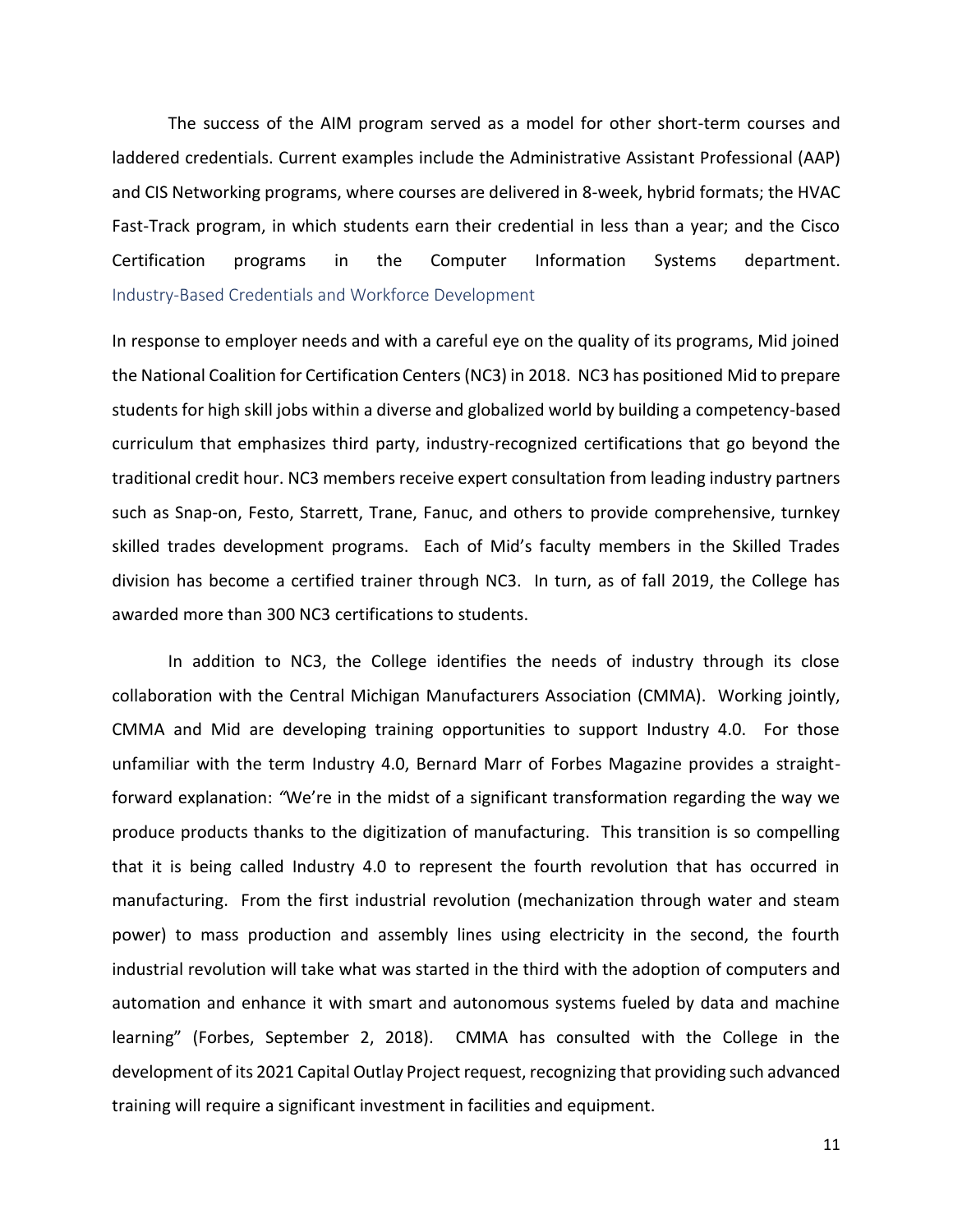The success of the AIM program served as a model for other short-term courses and laddered credentials. Current examples include the Administrative Assistant Professional (AAP) and CIS Networking programs, where courses are delivered in 8-week, hybrid formats; the HVAC Fast-Track program, in which students earn their credential in less than a year; and the Cisco Certification programs in the Computer Information Systems department.

### Industry-Based Credentials and Workforce Development

In response to employer needs and with a careful eye on the quality of its programs, Mid joined the National Coalition for Certification Centers (NC3) in 2018. NC3 has positioned Mid to prepare students for high skill jobs within a diverse and globalized world by building a competency-based curriculum that emphasizes third party, industry-recognized certifications that go beyond the traditional credit hour. NC3 members receive expert consultation from leading industry partners such as Snap-on, Festo, Starrett, Trane, Fanuc, and others to provide comprehensive, turnkey skilled trades development programs. Each of Mid's faculty members in the Skilled Trades division has become a certified trainer through NC3. In turn, as of fall 2019, the College has awarded more than 300 NC3 certifications to students.

In addition to NC3, the College identifies the needs of industry through its close collaboration with the Central Michigan Manufacturers Association (CMMA). Working jointly, CMMA and Mid are developing training opportunities to support Industry 4.0. For those unfamiliar with the term Industry 4.0, Bernard Marr of Forbes Magazine provides a straight-forward explanation: "We're in the midst of a significant transformation regarding the way we produce products thanks to the digitization of manufacturing. This transition is so compelling that it is being called Industry 4.0 to represent the fourth revolution that has occurred in manufacturing. From the first industrial revolution (mechanization through water and steam power) to mass production and assembly lines using electricity in the second, the fourth industrial revolution will take what was started in the third with the adoption of computers and automation and enhance it with smart and autonomous systems fueled by data and machine learning" (Forbes, September 2, 2018). CMMA has consulted with the College in the development of its 2021 Capital Outlay Project request, recognizing that providing such advanced training will require a significant investment in facilities and equipment.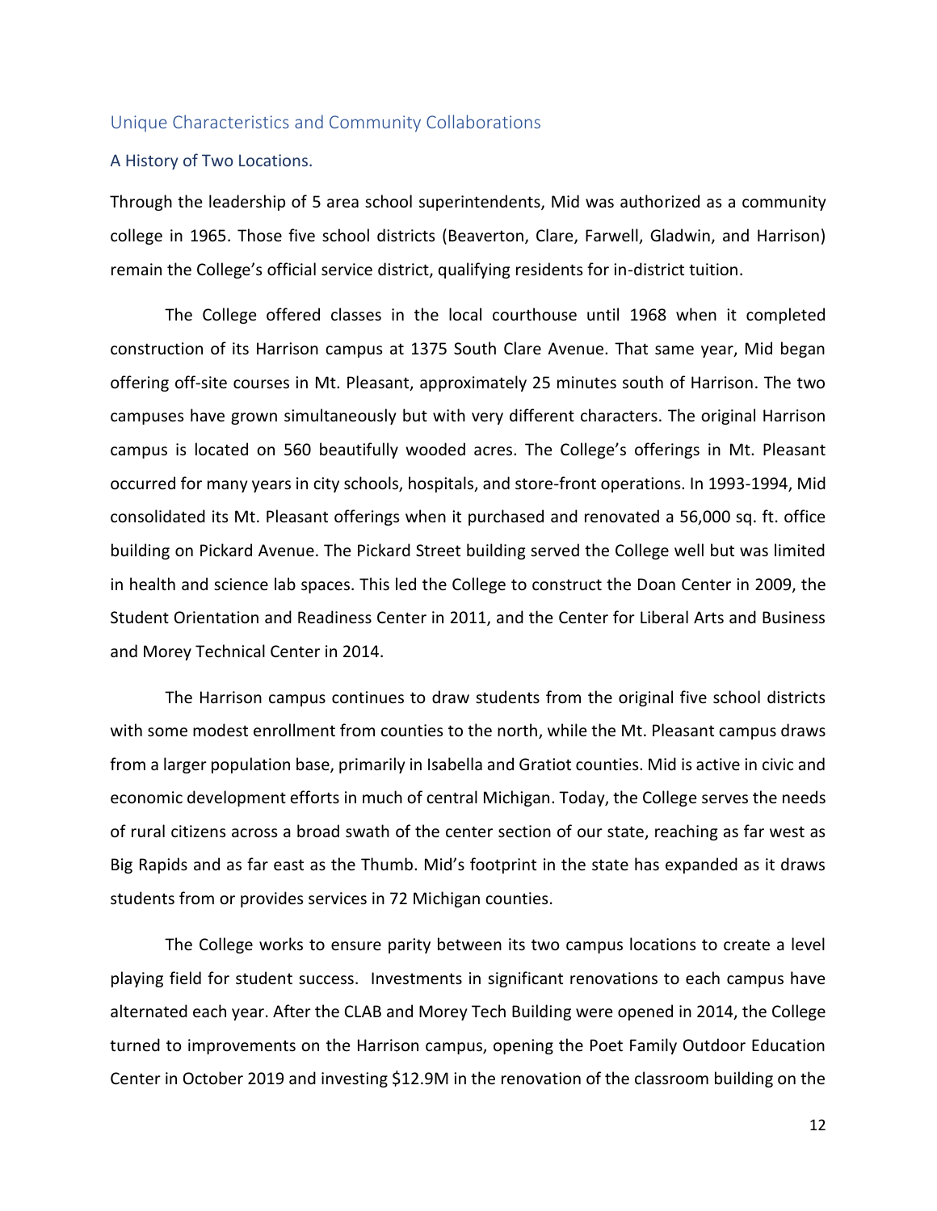## Unique Characteristics and Community Collaborations

### A History of Two Locations.

Through the leadership of 5 area school superintendents, Mid was authorized as a community college in 1965. Those five school districts (Beaverton, Clare, Farwell, Gladwin, and Harrison) remain the College's official service district, qualifying residents for in-district tuition.

The College offered classes in the local courthouse until 1968 when it completed construction of its Harrison campus at 1375 South Clare Avenue. That same year, Mid began offering off-site courses in Mt. Pleasant, approximately 25 minutes south of Harrison. The two campuses have grown simultaneously but with very different characters. The original Harrison campus is located on 560 beautifully wooded acres. The College's offerings in Mt. Pleasant occurred for many years in city schools, hospitals, and store-front operations. In 1993-1994, Mid consolidated its Mt. Pleasant offerings when it purchased and renovated a 56,000 sq. ft. office building on Pickard Avenue. The Pickard Street building served the College well but was limited in health and science lab spaces. This led the College to construct the Doan Center in 2009, the Student Orientation and Readiness Center in 2011, and the Center for Liberal Arts and Business and Morey Technical Center in 2014.

The Harrison campus continues to draw students from the original five school districts with some modest enrollment from counties to the north, while the Mt. Pleasant campus draws from a larger population base, primarily in Isabella and Gratiot counties. Mid is active in civic and economic development efforts in much of central Michigan. Today, the College serves the needs of rural citizens across a broad swath of the center section of our state, reaching as far west as Big Rapids and as far east as the Thumb. Mid's footprint in the state has expanded as it draws students from or provides services in 72 Michigan counties.

The College works to ensure parity between its two campus locations to create a level playing field for student success. Investments in significant renovations to each campus have alternated each year. After the CLAB and Morey Tech Building were opened in 2014, the College turned to improvements on the Harrison campus, opening the Poet Family Outdoor Education Center in October 2019 and investing $12.9M in the renovation of the classroom building on the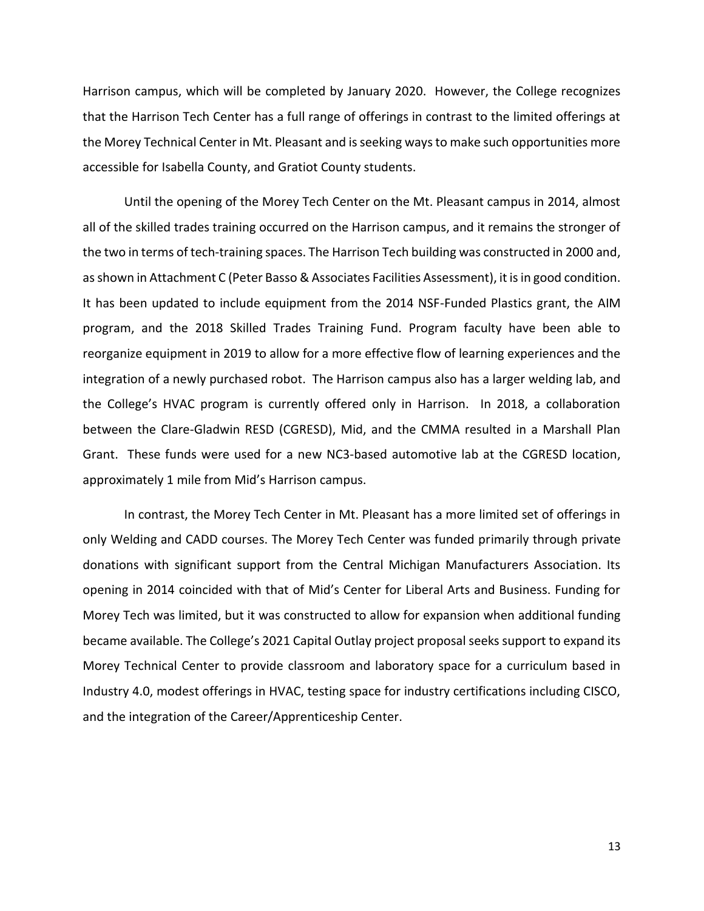Harrison campus, which will be completed by January 2020. However, the College recognizes that the Harrison Tech Center has a full range of offerings in contrast to the limited offerings at the Morey Technical Center in Mt. Pleasant and is seeking ways to make such opportunities more accessible for Isabella County, and Gratiot County students.

Until the opening of the Morey Tech Center on the Mt. Pleasant campus in 2014, almost all of the skilled trades training occurred on the Harrison campus, and it remains the stronger of the two in terms of tech-training spaces. The Harrison Tech building was constructed in 2000 and, as shown in Attachment C (Peter Basso & Associates Facilities Assessment), it is in good condition. It has been updated to include equipment from the 2014 NSF-Funded Plastics grant, the AIM program, and the 2018 Skilled Trades Training Fund. Program faculty have been able to reorganize equipment in 2019 to allow for a more effective flow of learning experiences and the integration of a newly purchased robot. The Harrison campus also has a larger welding lab, and the College's HVAC program is currently offered only in Harrison. In 2018, a collaboration between the Clare-Gladwin RESD (CGRESD), Mid, and the CMMA resulted in a Marshall Plan Grant. These funds were used for a new NC3-based automotive lab at the CGRESD location, approximately 1 mile from Mid's Harrison campus.

In contrast, the Morey Tech Center in Mt. Pleasant has a more limited set of offerings in only Welding and CADD courses. The Morey Tech Center was funded primarily through private donations with significant support from the Central Michigan Manufacturers Association. Its opening in 2014 coincided with that of Mid's Center for Liberal Arts and Business. Funding for Morey Tech was limited, but it was constructed to allow for expansion when additional funding became available. The College's 2021 Capital Outlay project proposal seeks support to expand its Morey Technical Center to provide classroom and laboratory space for a curriculum based in Industry 4.0, modest offerings in HVAC, testing space for industry certifications including CISCO, and the integration of the Career/Apprenticeship Center.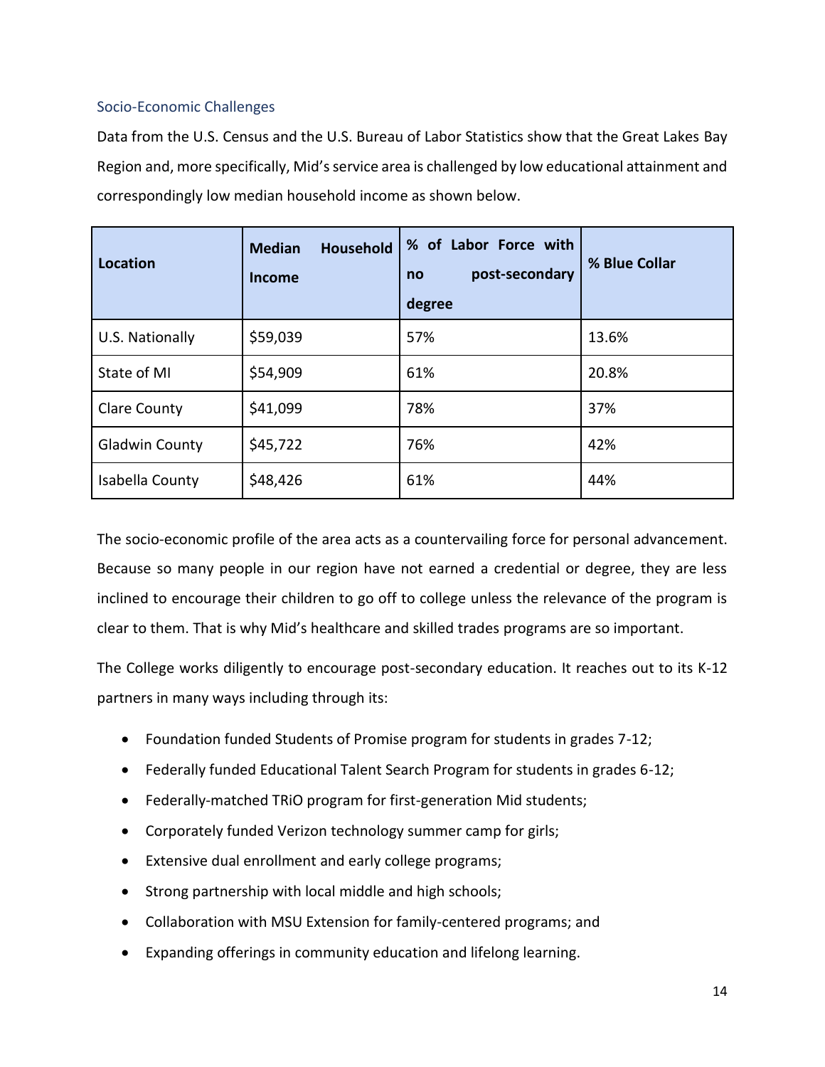## Socio-Economic Challenges

Data from the U.S. Census and the U.S. Bureau of Labor Statistics show that the Great Lakes Bay Region and, more specifically, Mid's service area is challenged by low educational attainment and correspondingly low median household income as shown below.

| Location | Median Household Income | % of Labor Force with no post-secondary degree | % Blue Collar |
|---|---|---|---|
| U.S. Nationally | $59,039 | 57% | 13.6% |
| State of MI | $54,909 | 61% | 20.8% |
| Clare County | $41,099 | 78% | 37% |
| Gladwin County | $45,722 | 76% | 42% |
| Isabella County | $48,426 | 61% | 44% |

The socio-economic profile of the area acts as a countervailing force for personal advancement. Because so many people in our region have not earned a credential or degree, they are less inclined to encourage their children to go off to college unless the relevance of the program is clear to them. That is why Mid's healthcare and skilled trades programs are so important.

The College works diligently to encourage post-secondary education. It reaches out to its K-12 partners in many ways including through its:

- Foundation funded Students of Promise program for students in grades 7-12;
- Federally funded Educational Talent Search Program for students in grades 6-12;
- Federally-matched TRiO program for first-generation Mid students;
- Corporately funded Verizon technology summer camp for girls;
- Extensive dual enrollment and early college programs;
- Strong partnership with local middle and high schools;
- Collaboration with MSU Extension for family-centered programs; and
- Expanding offerings in community education and lifelong learning.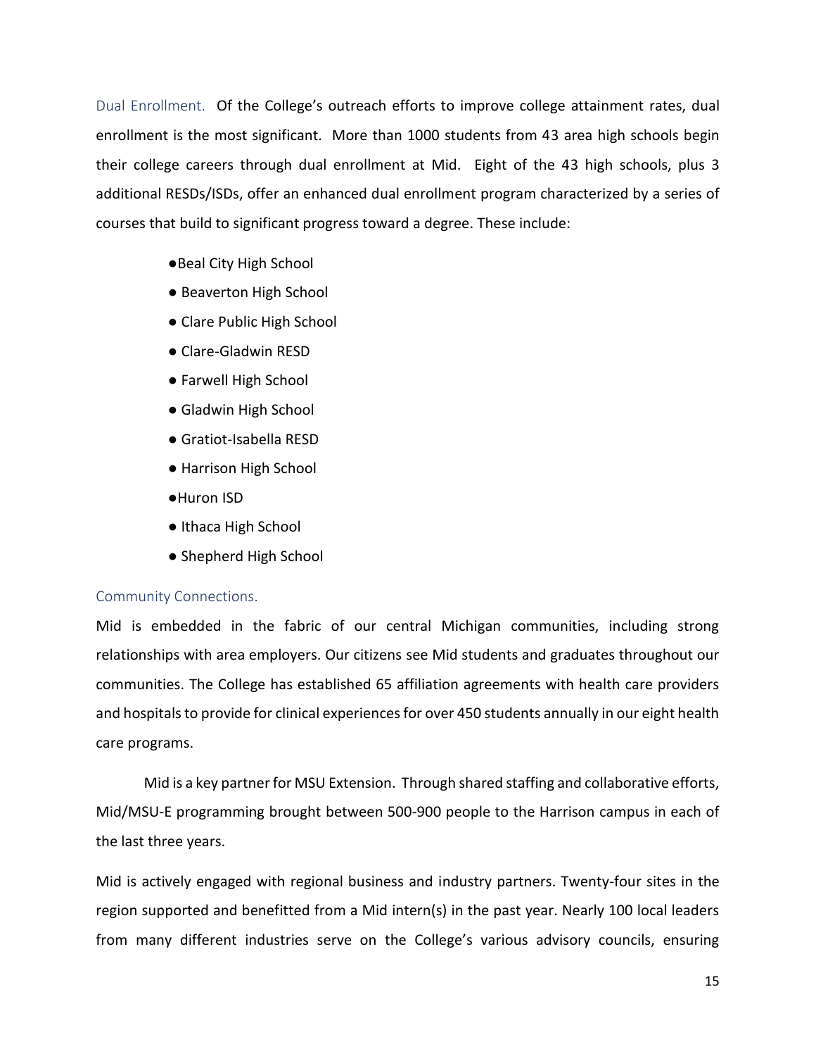Dual Enrollment. Of the College's outreach efforts to improve college attainment rates, dual enrollment is the most significant. More than 1000 students from 43 area high schools begin their college careers through dual enrollment at Mid. Eight of the 43 high schools, plus 3 additional RESDs/ISDs, offer an enhanced dual enrollment program characterized by a series of courses that build to significant progress toward a degree. These include:

- Beal City High School
- Beaverton High School
- Clare Public High School
- Clare-Gladwin RESD
- Farwell High School
- Gladwin High School
- Gratiot-Isabella RESD
- Harrison High School
- Huron ISD
- Ithaca High School
- Shepherd High School

Community Connections.

Mid is embedded in the fabric of our central Michigan communities, including strong relationships with area employers. Our citizens see Mid students and graduates throughout our communities. The College has established 65 affiliation agreements with health care providers and hospitals to provide for clinical experiences for over 450 students annually in our eight health care programs.

Mid is a key partner for MSU Extension. Through shared staffing and collaborative efforts, Mid/MSU-E programming brought between 500-900 people to the Harrison campus in each of the last three years.

Mid is actively engaged with regional business and industry partners. Twenty-four sites in the region supported and benefitted from a Mid intern(s) in the past year. Nearly 100 local leaders from many different industries serve on the College's various advisory councils, ensuring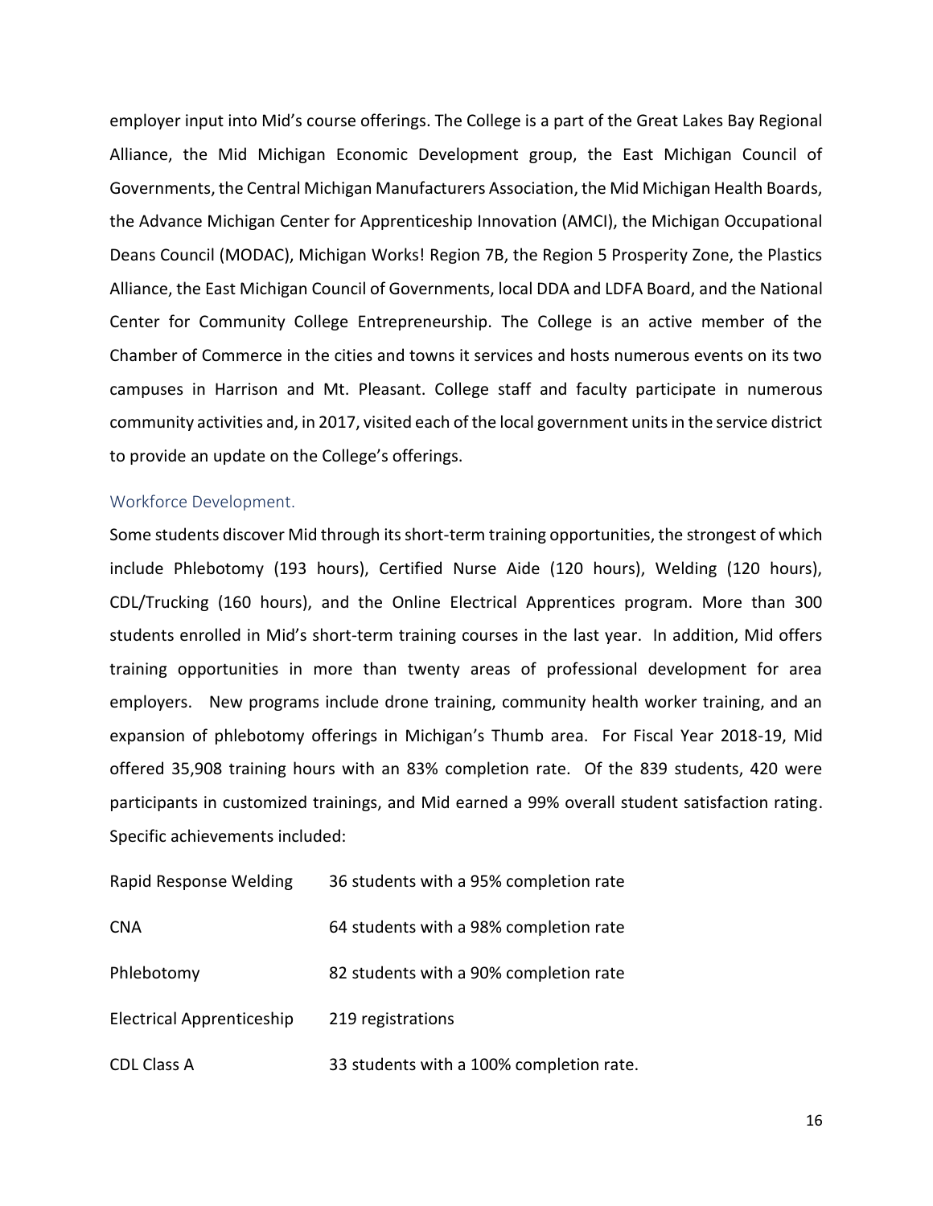employer input into Mid's course offerings. The College is a part of the Great Lakes Bay Regional Alliance, the Mid Michigan Economic Development group, the East Michigan Council of Governments, the Central Michigan Manufacturers Association, the Mid Michigan Health Boards, the Advance Michigan Center for Apprenticeship Innovation (AMCI), the Michigan Occupational Deans Council (MODAC), Michigan Works! Region 7B, the Region 5 Prosperity Zone, the Plastics Alliance, the East Michigan Council of Governments, local DDA and LDFA Board, and the National Center for Community College Entrepreneurship. The College is an active member of the Chamber of Commerce in the cities and towns it services and hosts numerous events on its two campuses in Harrison and Mt. Pleasant. College staff and faculty participate in numerous community activities and, in 2017, visited each of the local government units in the service district to provide an update on the College's offerings.

### Workforce Development.

Some students discover Mid through its short-term training opportunities, the strongest of which include Phlebotomy (193 hours), Certified Nurse Aide (120 hours), Welding (120 hours), CDL/Trucking (160 hours), and the Online Electrical Apprentices program. More than 300 students enrolled in Mid's short-term training courses in the last year. In addition, Mid offers training opportunities in more than twenty areas of professional development for area employers. New programs include drone training, community health worker training, and an expansion of phlebotomy offerings in Michigan's Thumb area. For Fiscal Year 2018-19, Mid offered 35,908 training hours with an 83% completion rate. Of the 839 students, 420 were participants in customized trainings, and Mid earned a 99% overall student satisfaction rating. Specific achievements included:

| | |
|---|---|
| Rapid Response Welding | 36 students with a 95% completion rate |
| CNA | 64 students with a 98% completion rate |
| Phlebotomy | 82 students with a 90% completion rate |
| Electrical Apprenticeship | 219 registrations |
| CDL Class A | 33 students with a 100% completion rate. |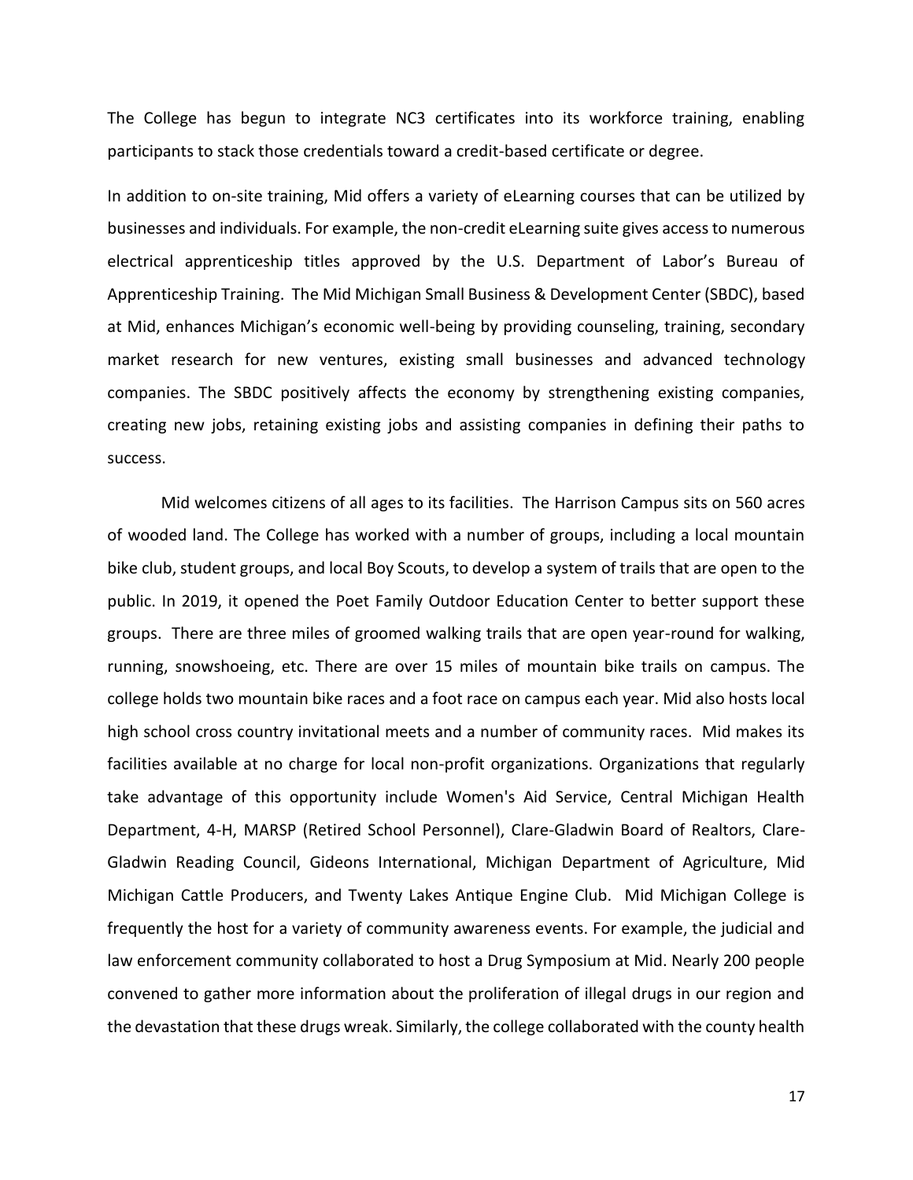The College has begun to integrate NC3 certificates into its workforce training, enabling participants to stack those credentials toward a credit-based certificate or degree.

In addition to on-site training, Mid offers a variety of eLearning courses that can be utilized by businesses and individuals. For example, the non-credit eLearning suite gives access to numerous electrical apprenticeship titles approved by the U.S. Department of Labor's Bureau of Apprenticeship Training. The Mid Michigan Small Business & Development Center (SBDC), based at Mid, enhances Michigan's economic well-being by providing counseling, training, secondary market research for new ventures, existing small businesses and advanced technology companies. The SBDC positively affects the economy by strengthening existing companies, creating new jobs, retaining existing jobs and assisting companies in defining their paths to success.

Mid welcomes citizens of all ages to its facilities. The Harrison Campus sits on 560 acres of wooded land. The College has worked with a number of groups, including a local mountain bike club, student groups, and local Boy Scouts, to develop a system of trails that are open to the public. In 2019, it opened the Poet Family Outdoor Education Center to better support these groups. There are three miles of groomed walking trails that are open year-round for walking, running, snowshoeing, etc. There are over 15 miles of mountain bike trails on campus. The college holds two mountain bike races and a foot race on campus each year. Mid also hosts local high school cross country invitational meets and a number of community races. Mid makes its facilities available at no charge for local non-profit organizations. Organizations that regularly take advantage of this opportunity include Women's Aid Service, Central Michigan Health Department, 4-H, MARSP (Retired School Personnel), Clare-Gladwin Board of Realtors, Clare-Gladwin Reading Council, Gideons International, Michigan Department of Agriculture, Mid Michigan Cattle Producers, and Twenty Lakes Antique Engine Club. Mid Michigan College is frequently the host for a variety of community awareness events. For example, the judicial and law enforcement community collaborated to host a Drug Symposium at Mid. Nearly 200 people convened to gather more information about the proliferation of illegal drugs in our region and the devastation that these drugs wreak. Similarly, the college collaborated with the county health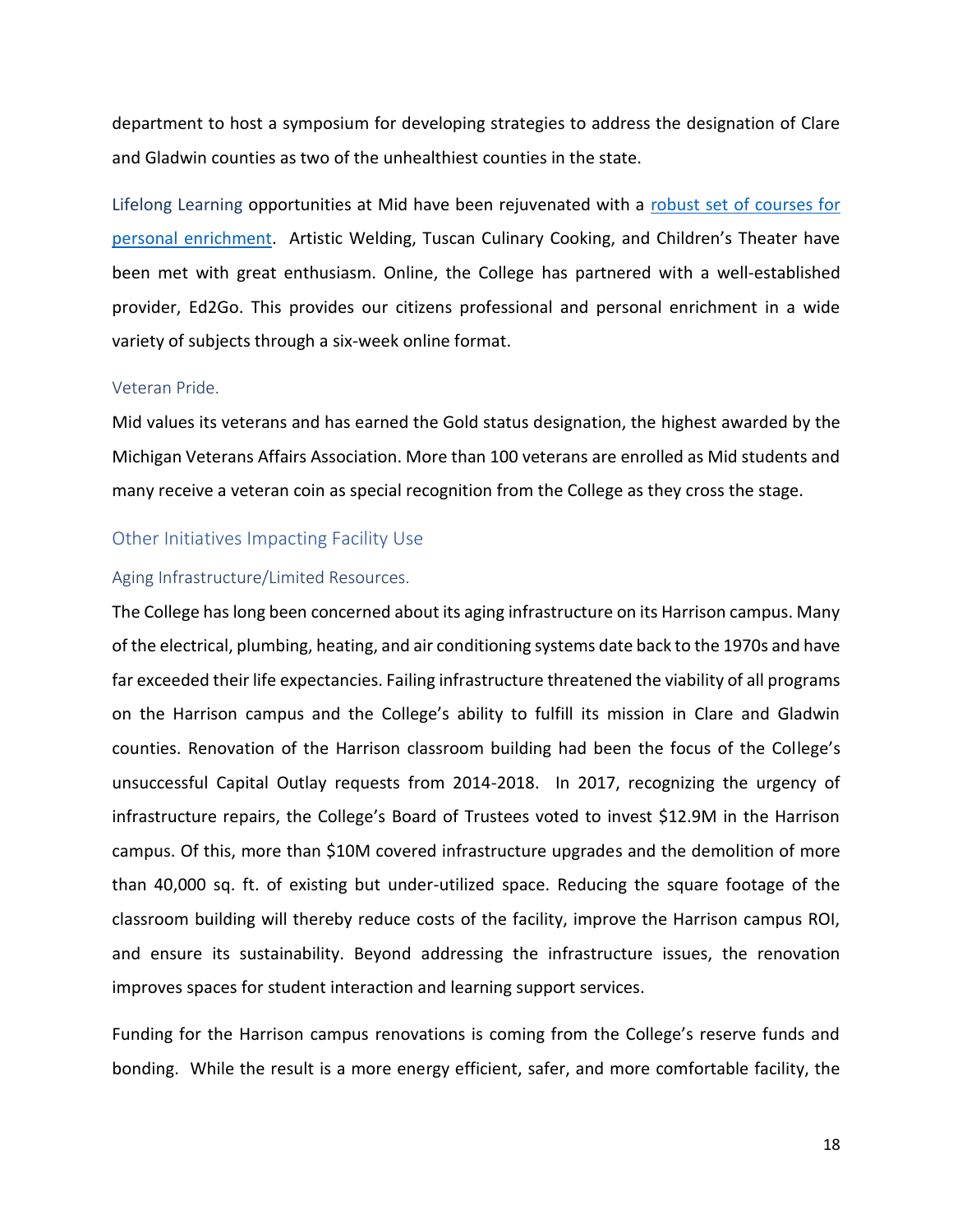department to host a symposium for developing strategies to address the designation of Clare and Gladwin counties as two of the unhealthiest counties in the state.

Lifelong Learning opportunities at Mid have been rejuvenated with a robust set of courses for personal enrichment. Artistic Welding, Tuscan Culinary Cooking, and Children's Theater have been met with great enthusiasm. Online, the College has partnered with a well-established provider, Ed2Go. This provides our citizens professional and personal enrichment in a wide variety of subjects through a six-week online format.

### Veteran Pride.

Mid values its veterans and has earned the Gold status designation, the highest awarded by the Michigan Veterans Affairs Association. More than 100 veterans are enrolled as Mid students and many receive a veteran coin as special recognition from the College as they cross the stage.

## Other Initiatives Impacting Facility Use

### Aging Infrastructure/Limited Resources.

The College has long been concerned about its aging infrastructure on its Harrison campus. Many of the electrical, plumbing, heating, and air conditioning systems date back to the 1970s and have far exceeded their life expectancies. Failing infrastructure threatened the viability of all programs on the Harrison campus and the College's ability to fulfill its mission in Clare and Gladwin counties. Renovation of the Harrison classroom building had been the focus of the College's unsuccessful Capital Outlay requests from 2014-2018. In 2017, recognizing the urgency of infrastructure repairs, the College's Board of Trustees voted to invest $12.9M in the Harrison campus. Of this, more than $10M covered infrastructure upgrades and the demolition of more than 40,000 sq. ft. of existing but under-utilized space. Reducing the square footage of the classroom building will thereby reduce costs of the facility, improve the Harrison campus ROI, and ensure its sustainability. Beyond addressing the infrastructure issues, the renovation improves spaces for student interaction and learning support services.

Funding for the Harrison campus renovations is coming from the College's reserve funds and bonding. While the result is a more energy efficient, safer, and more comfortable facility, the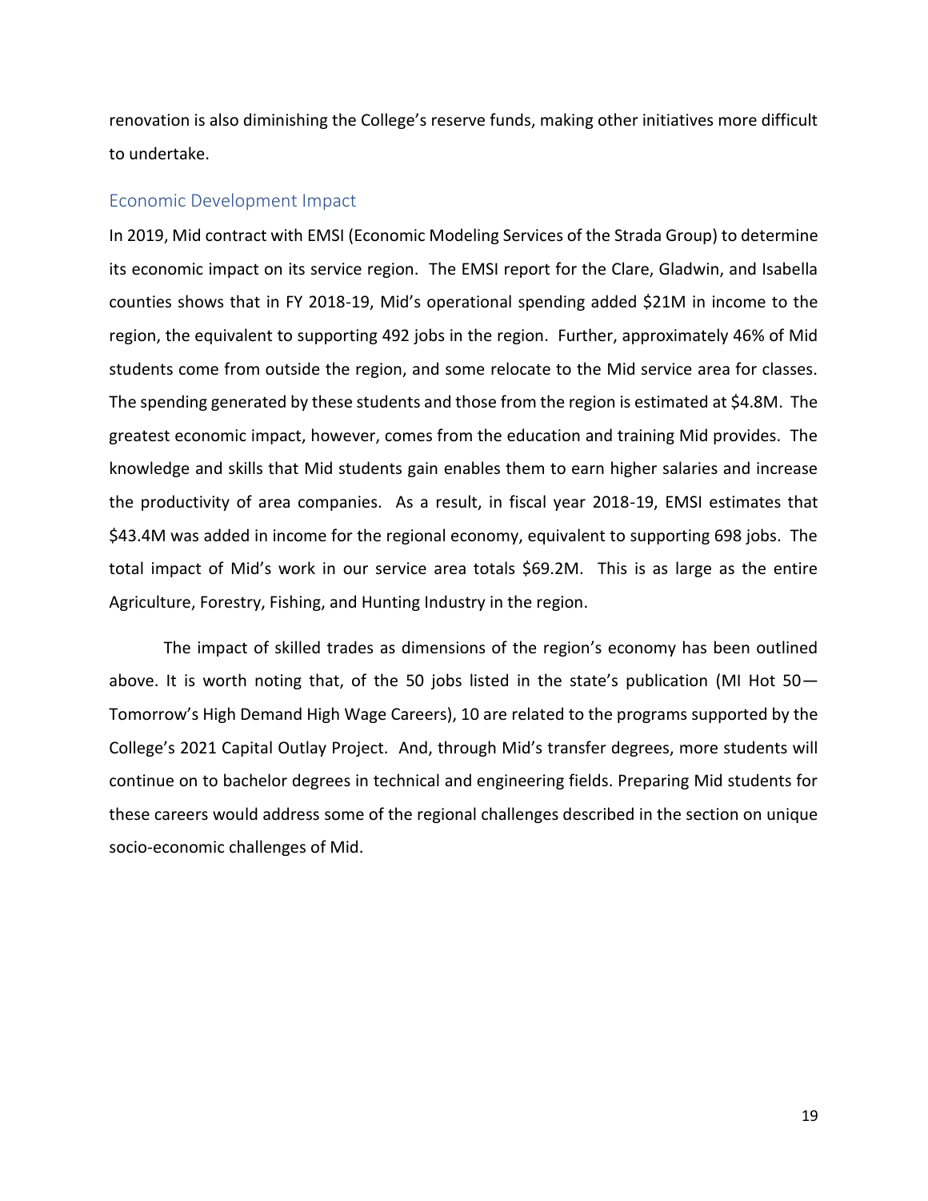renovation is also diminishing the College's reserve funds, making other initiatives more difficult to undertake.

## Economic Development Impact

In 2019, Mid contract with EMSI (Economic Modeling Services of the Strada Group) to determine its economic impact on its service region. The EMSI report for the Clare, Gladwin, and Isabella counties shows that in FY 2018-19, Mid's operational spending added $21M in income to the region, the equivalent to supporting 492 jobs in the region. Further, approximately 46% of Mid students come from outside the region, and some relocate to the Mid service area for classes. The spending generated by these students and those from the region is estimated at $4.8M. The greatest economic impact, however, comes from the education and training Mid provides. The knowledge and skills that Mid students gain enables them to earn higher salaries and increase the productivity of area companies. As a result, in fiscal year 2018-19, EMSI estimates that $43.4M was added in income for the regional economy, equivalent to supporting 698 jobs. The total impact of Mid's work in our service area totals $69.2M. This is as large as the entire Agriculture, Forestry, Fishing, and Hunting Industry in the region.

The impact of skilled trades as dimensions of the region's economy has been outlined above. It is worth noting that, of the 50 jobs listed in the state's publication (MI Hot 50—Tomorrow's High Demand High Wage Careers), 10 are related to the programs supported by the College's 2021 Capital Outlay Project. And, through Mid's transfer degrees, more students will continue on to bachelor degrees in technical and engineering fields. Preparing Mid students for these careers would address some of the regional challenges described in the section on unique socio-economic challenges of Mid.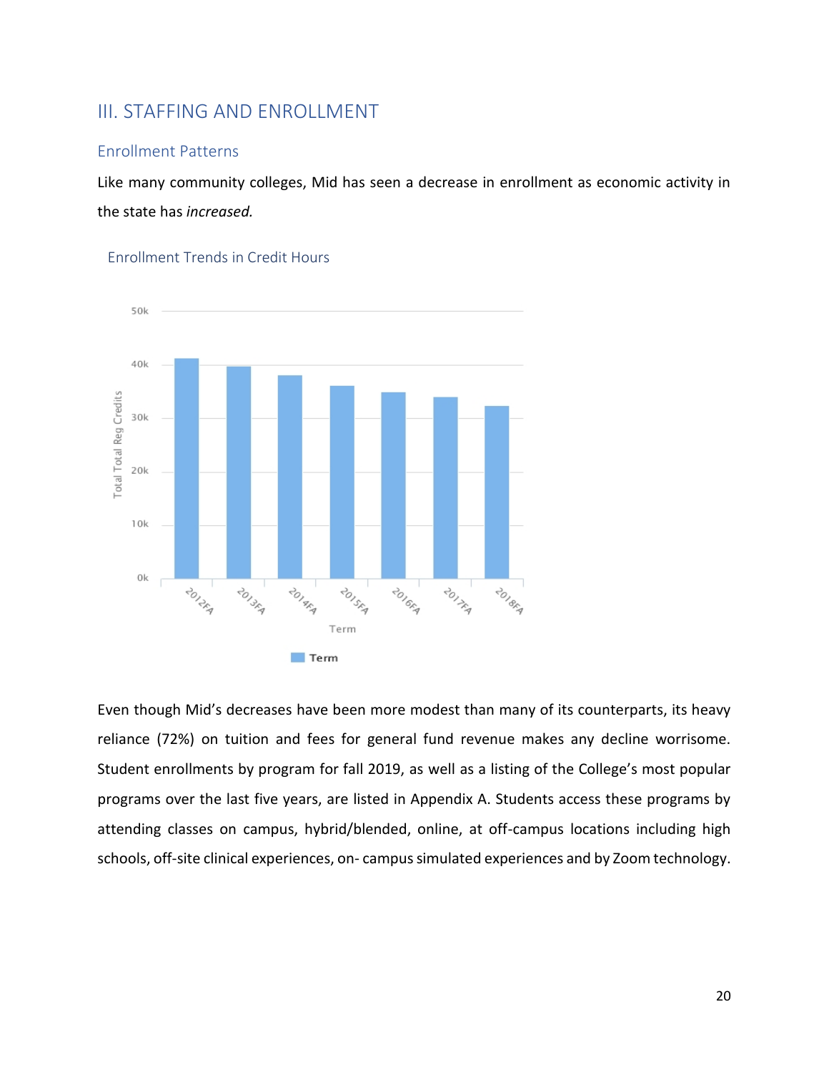## III. STAFFING AND ENROLLMENT

### Enrollment Patterns

Like many community colleges, Mid has seen a decrease in enrollment as economic activity in the state has *increased.*

#### Enrollment Trends in Credit Hours

Even though Mid's decreases have been more modest than many of its counterparts, its heavy reliance (72%) on tuition and fees for general fund revenue makes any decline worrisome. Student enrollments by program for fall 2019, as well as a listing of the College's most popular programs over the last five years, are listed in Appendix A. Students access these programs by attending classes on campus, hybrid/blended, online, at off-campus locations including high schools, off-site clinical experiences, on- campus simulated experiences and by Zoom technology.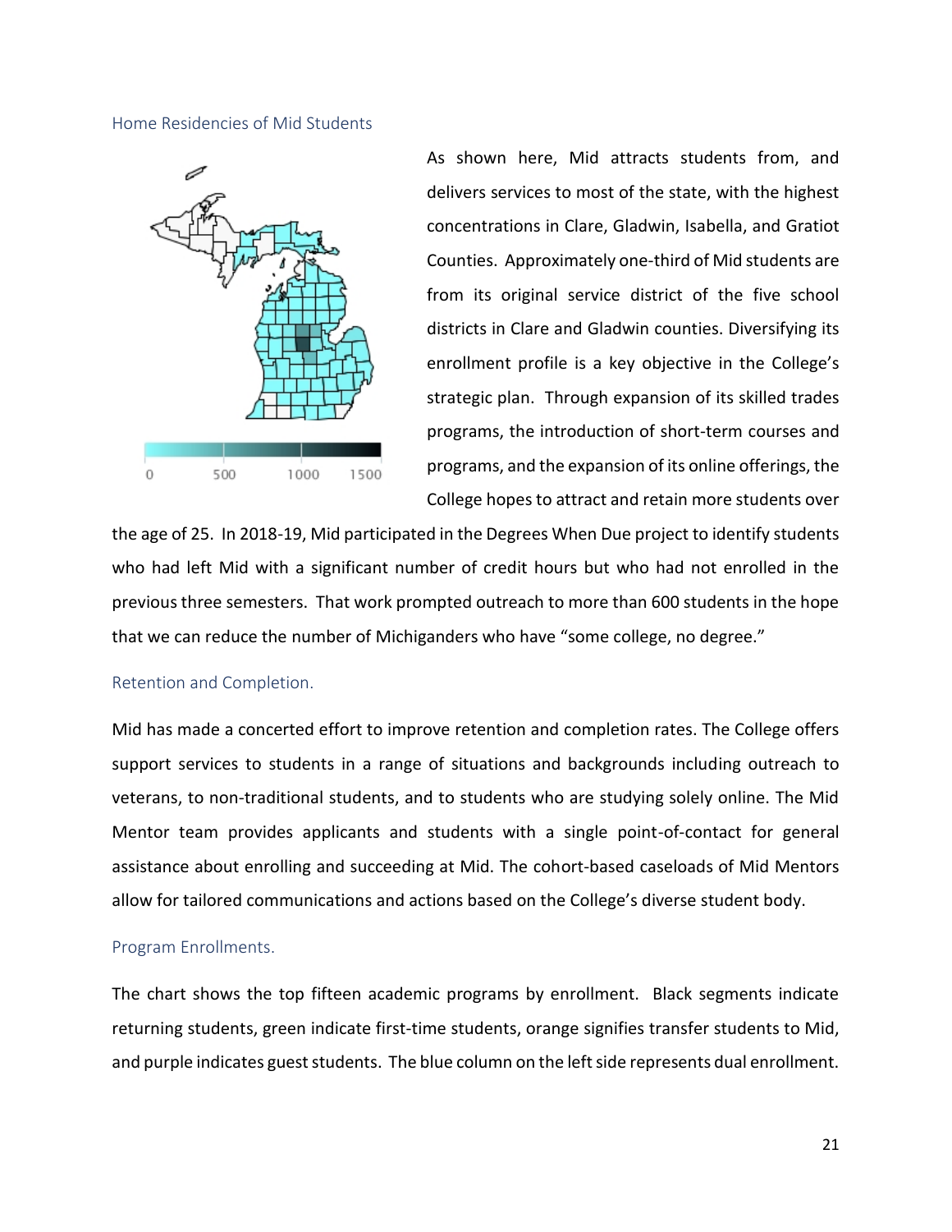### Home Residencies of Mid Students

As shown here, Mid attracts students from, and delivers services to most of the state, with the highest concentrations in Clare, Gladwin, Isabella, and Gratiot Counties. Approximately one-third of Mid students are from its original service district of the five school districts in Clare and Gladwin counties. Diversifying its enrollment profile is a key objective in the College's strategic plan. Through expansion of its skilled trades programs, the introduction of short-term courses and programs, and the expansion of its online offerings, the College hopes to attract and retain more students over the age of 25. In 2018-19, Mid participated in the Degrees When Due project to identify students who had left Mid with a significant number of credit hours but who had not enrolled in the previous three semesters. That work prompted outreach to more than 600 students in the hope that we can reduce the number of Michiganders who have "some college, no degree."

### Retention and Completion.

Mid has made a concerted effort to improve retention and completion rates. The College offers support services to students in a range of situations and backgrounds including outreach to veterans, to non-traditional students, and to students who are studying solely online. The Mid Mentor team provides applicants and students with a single point-of-contact for general assistance about enrolling and succeeding at Mid. The cohort-based caseloads of Mid Mentors allow for tailored communications and actions based on the College's diverse student body.

### Program Enrollments.

The chart shows the top fifteen academic programs by enrollment. Black segments indicate returning students, green indicate first-time students, orange signifies transfer students to Mid, and purple indicates guest students. The blue column on the left side represents dual enrollment.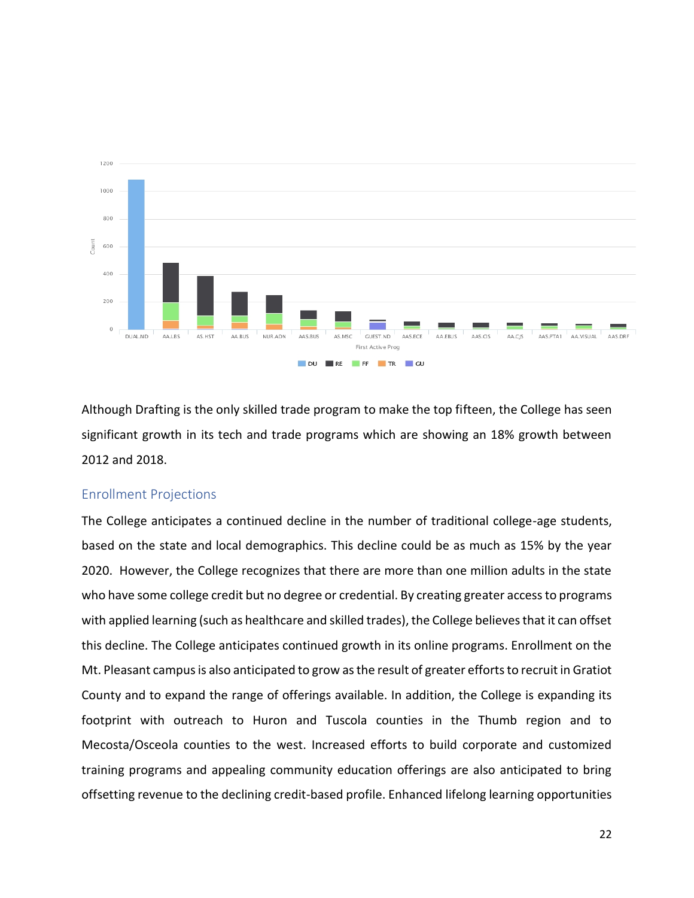Although Drafting is the only skilled trade program to make the top fifteen, the College has seen significant growth in its tech and trade programs which are showing an 18% growth between 2012 and 2018.

## Enrollment Projections

The College anticipates a continued decline in the number of traditional college-age students, based on the state and local demographics. This decline could be as much as 15% by the year 2020. However, the College recognizes that there are more than one million adults in the state who have some college credit but no degree or credential. By creating greater access to programs with applied learning (such as healthcare and skilled trades), the College believes that it can offset this decline. The College anticipates continued growth in its online programs. Enrollment on the Mt. Pleasant campus is also anticipated to grow as the result of greater efforts to recruit in Gratiot County and to expand the range of offerings available. In addition, the College is expanding its footprint with outreach to Huron and Tuscola counties in the Thumb region and to Mecosta/Osceola counties to the west. Increased efforts to build corporate and customized training programs and appealing community education offerings are also anticipated to bring offsetting revenue to the declining credit-based profile. Enhanced lifelong learning opportunities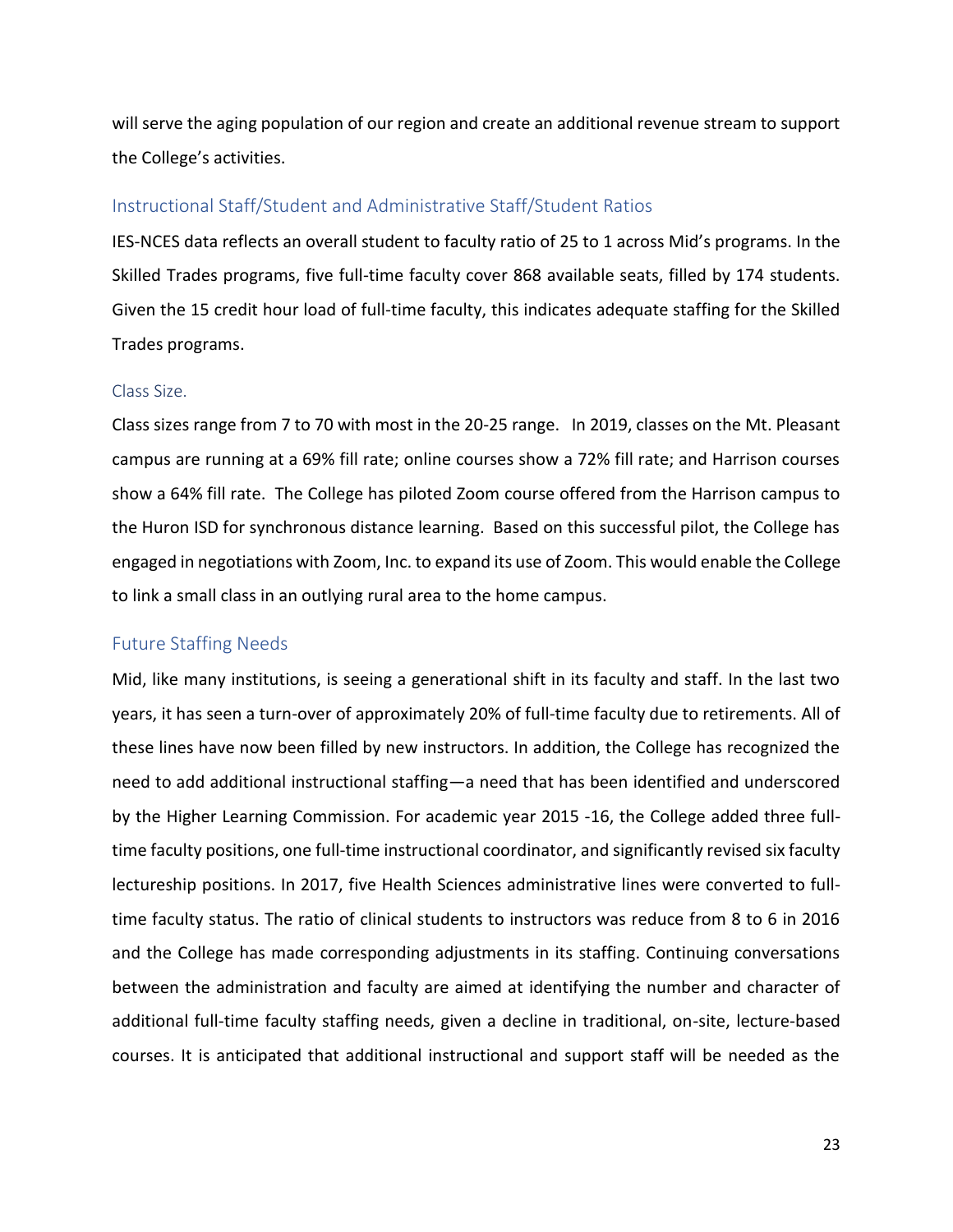will serve the aging population of our region and create an additional revenue stream to support the College's activities.

## Instructional Staff/Student and Administrative Staff/Student Ratios

IES-NCES data reflects an overall student to faculty ratio of 25 to 1 across Mid's programs. In the Skilled Trades programs, five full-time faculty cover 868 available seats, filled by 174 students. Given the 15 credit hour load of full-time faculty, this indicates adequate staffing for the Skilled Trades programs.

### Class Size.

Class sizes range from 7 to 70 with most in the 20-25 range. In 2019, classes on the Mt. Pleasant campus are running at a 69% fill rate; online courses show a 72% fill rate; and Harrison courses show a 64% fill rate. The College has piloted Zoom course offered from the Harrison campus to the Huron ISD for synchronous distance learning. Based on this successful pilot, the College has engaged in negotiations with Zoom, Inc. to expand its use of Zoom. This would enable the College to link a small class in an outlying rural area to the home campus.

## Future Staffing Needs

Mid, like many institutions, is seeing a generational shift in its faculty and staff. In the last two years, it has seen a turn-over of approximately 20% of full-time faculty due to retirements. All of these lines have now been filled by new instructors. In addition, the College has recognized the need to add additional instructional staffing—a need that has been identified and underscored by the Higher Learning Commission. For academic year 2015 -16, the College added three full-time faculty positions, one full-time instructional coordinator, and significantly revised six faculty lectureship positions. In 2017, five Health Sciences administrative lines were converted to full-time faculty status. The ratio of clinical students to instructors was reduce from 8 to 6 in 2016 and the College has made corresponding adjustments in its staffing. Continuing conversations between the administration and faculty are aimed at identifying the number and character of additional full-time faculty staffing needs, given a decline in traditional, on-site, lecture-based courses. It is anticipated that additional instructional and support staff will be needed as the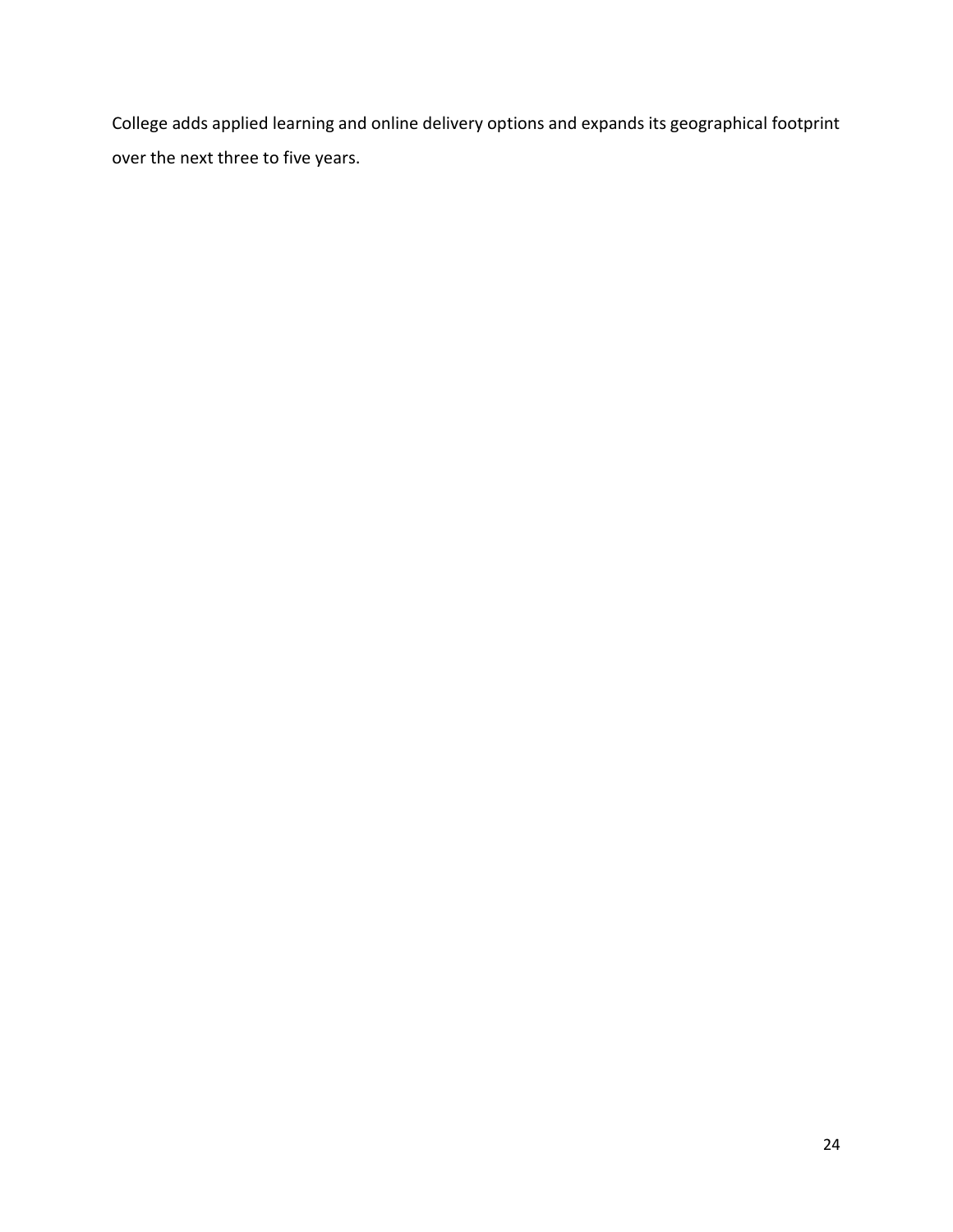College adds applied learning and online delivery options and expands its geographical footprint over the next three to five years.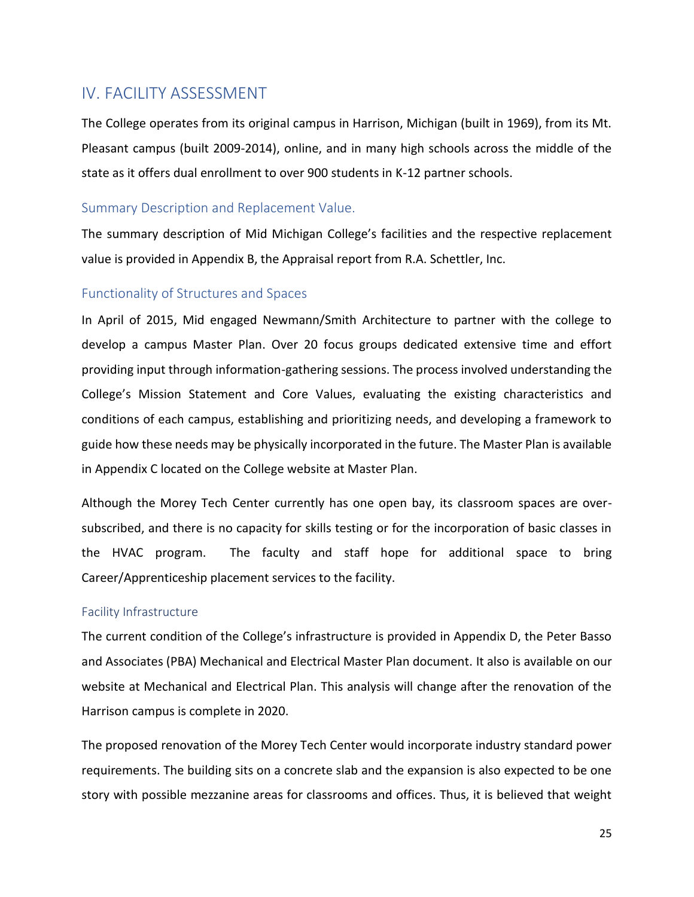## IV. FACILITY ASSESSMENT

The College operates from its original campus in Harrison, Michigan (built in 1969), from its Mt. Pleasant campus (built 2009-2014), online, and in many high schools across the middle of the state as it offers dual enrollment to over 900 students in K-12 partner schools.

### Summary Description and Replacement Value.

The summary description of Mid Michigan College's facilities and the respective replacement value is provided in Appendix B, the Appraisal report from R.A. Schettler, Inc.

### Functionality of Structures and Spaces

In April of 2015, Mid engaged Newmann/Smith Architecture to partner with the college to develop a campus Master Plan. Over 20 focus groups dedicated extensive time and effort providing input through information-gathering sessions. The process involved understanding the College's Mission Statement and Core Values, evaluating the existing characteristics and conditions of each campus, establishing and prioritizing needs, and developing a framework to guide how these needs may be physically incorporated in the future. The Master Plan is available in Appendix C located on the College website at Master Plan.

Although the Morey Tech Center currently has one open bay, its classroom spaces are over-subscribed, and there is no capacity for skills testing or for the incorporation of basic classes in the HVAC program. The faculty and staff hope for additional space to bring Career/Apprenticeship placement services to the facility.

#### Facility Infrastructure

The current condition of the College's infrastructure is provided in Appendix D, the Peter Basso and Associates (PBA) Mechanical and Electrical Master Plan document. It also is available on our website at Mechanical and Electrical Plan. This analysis will change after the renovation of the Harrison campus is complete in 2020.

The proposed renovation of the Morey Tech Center would incorporate industry standard power requirements. The building sits on a concrete slab and the expansion is also expected to be one story with possible mezzanine areas for classrooms and offices. Thus, it is believed that weight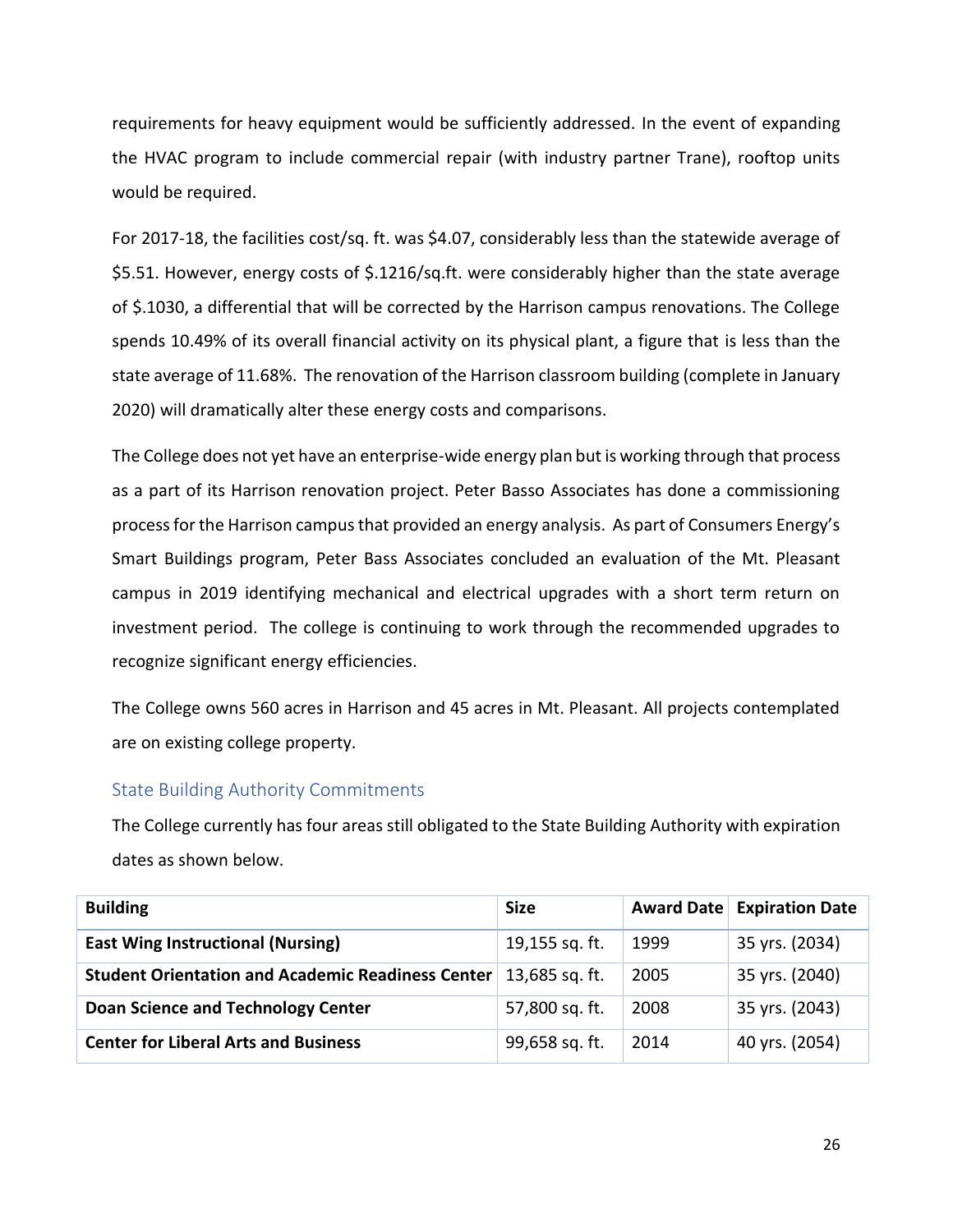requirements for heavy equipment would be sufficiently addressed. In the event of expanding the HVAC program to include commercial repair (with industry partner Trane), rooftop units would be required.

For 2017-18, the facilities cost/sq. ft. was $4.07, considerably less than the statewide average of $5.51. However, energy costs of $.1216/sq.ft. were considerably higher than the state average of $.1030, a differential that will be corrected by the Harrison campus renovations. The College spends 10.49% of its overall financial activity on its physical plant, a figure that is less than the state average of 11.68%. The renovation of the Harrison classroom building (complete in January 2020) will dramatically alter these energy costs and comparisons.

The College does not yet have an enterprise-wide energy plan but is working through that process as a part of its Harrison renovation project. Peter Basso Associates has done a commissioning process for the Harrison campus that provided an energy analysis. As part of Consumers Energy's Smart Buildings program, Peter Bass Associates concluded an evaluation of the Mt. Pleasant campus in 2019 identifying mechanical and electrical upgrades with a short term return on investment period. The college is continuing to work through the recommended upgrades to recognize significant energy efficiencies.

The College owns 560 acres in Harrison and 45 acres in Mt. Pleasant. All projects contemplated are on existing college property.

## State Building Authority Commitments

The College currently has four areas still obligated to the State Building Authority with expiration dates as shown below.

| Building | Size | Award Date | Expiration Date |
|---|---|---|---|
| **East Wing Instructional (Nursing)** | 19,155 sq. ft. | 1999 | 35 yrs. (2034) |
| **Student Orientation and Academic Readiness Center** | 13,685 sq. ft. | 2005 | 35 yrs. (2040) |
| **Doan Science and Technology Center** | 57,800 sq. ft. | 2008 | 35 yrs. (2043) |
| **Center for Liberal Arts and Business** | 99,658 sq. ft. | 2014 | 40 yrs. (2054) |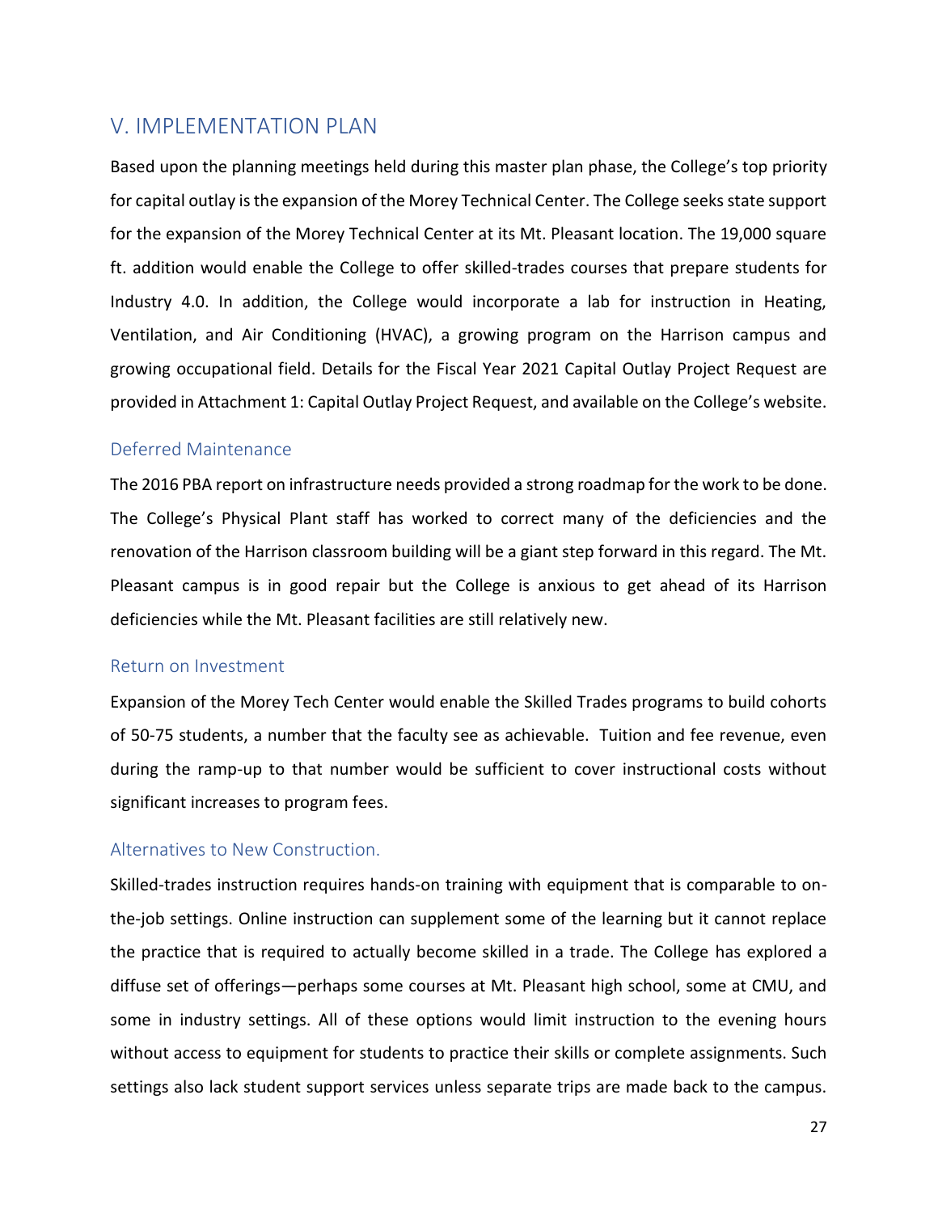## V. IMPLEMENTATION PLAN

Based upon the planning meetings held during this master plan phase, the College's top priority for capital outlay is the expansion of the Morey Technical Center. The College seeks state support for the expansion of the Morey Technical Center at its Mt. Pleasant location. The 19,000 square ft. addition would enable the College to offer skilled-trades courses that prepare students for Industry 4.0. In addition, the College would incorporate a lab for instruction in Heating, Ventilation, and Air Conditioning (HVAC), a growing program on the Harrison campus and growing occupational field. Details for the Fiscal Year 2021 Capital Outlay Project Request are provided in Attachment 1: Capital Outlay Project Request, and available on the College's website.

### Deferred Maintenance

The 2016 PBA report on infrastructure needs provided a strong roadmap for the work to be done. The College's Physical Plant staff has worked to correct many of the deficiencies and the renovation of the Harrison classroom building will be a giant step forward in this regard. The Mt. Pleasant campus is in good repair but the College is anxious to get ahead of its Harrison deficiencies while the Mt. Pleasant facilities are still relatively new.

### Return on Investment

Expansion of the Morey Tech Center would enable the Skilled Trades programs to build cohorts of 50-75 students, a number that the faculty see as achievable. Tuition and fee revenue, even during the ramp-up to that number would be sufficient to cover instructional costs without significant increases to program fees.

### Alternatives to New Construction.

Skilled-trades instruction requires hands-on training with equipment that is comparable to on-the-job settings. Online instruction can supplement some of the learning but it cannot replace the practice that is required to actually become skilled in a trade. The College has explored a diffuse set of offerings—perhaps some courses at Mt. Pleasant high school, some at CMU, and some in industry settings. All of these options would limit instruction to the evening hours without access to equipment for students to practice their skills or complete assignments. Such settings also lack student support services unless separate trips are made back to the campus.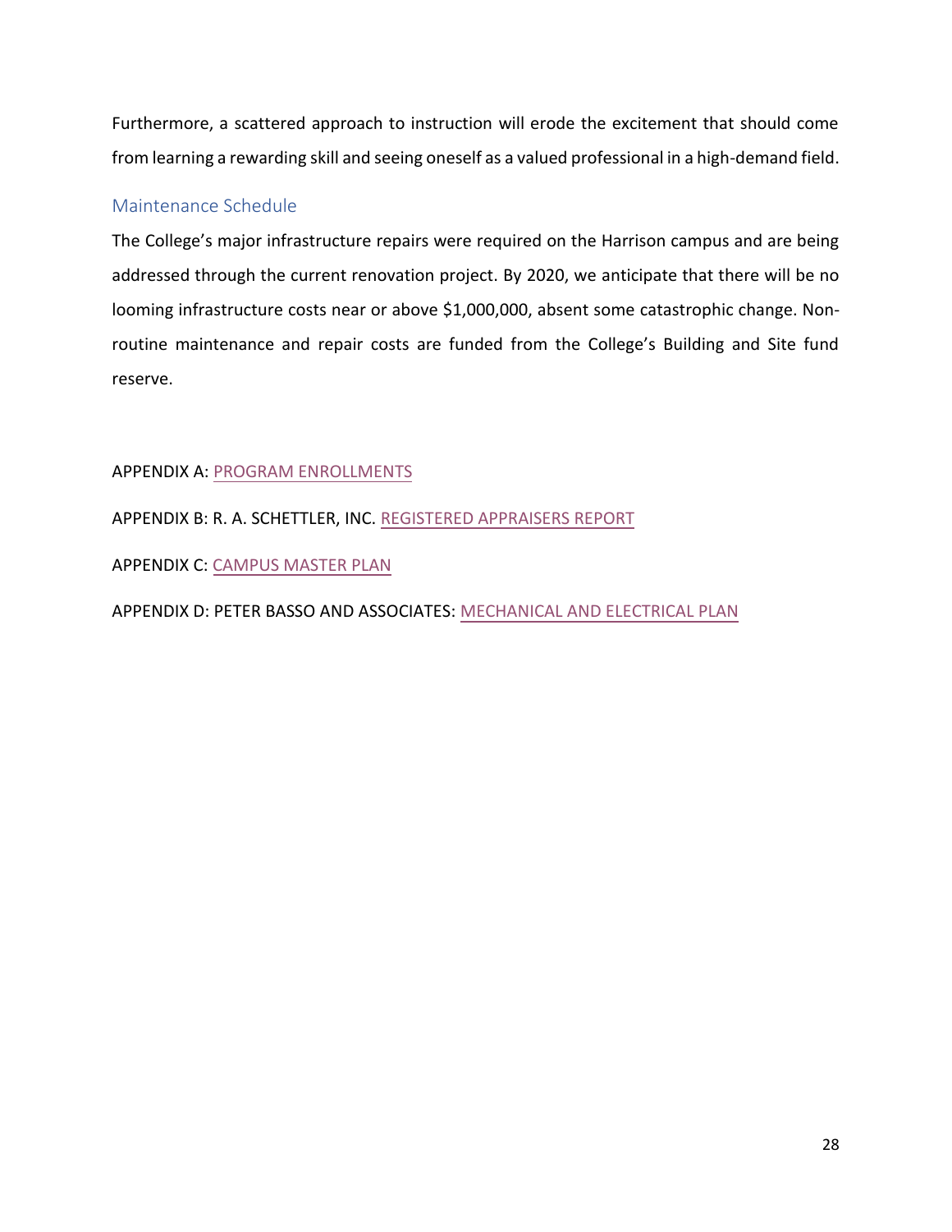Furthermore, a scattered approach to instruction will erode the excitement that should come from learning a rewarding skill and seeing oneself as a valued professional in a high-demand field.

## Maintenance Schedule

The College's major infrastructure repairs were required on the Harrison campus and are being addressed through the current renovation project. By 2020, we anticipate that there will be no looming infrastructure costs near or above $1,000,000, absent some catastrophic change. Non-routine maintenance and repair costs are funded from the College's Building and Site fund reserve.

APPENDIX A: PROGRAM ENROLLMENTS

APPENDIX B: R. A. SCHETTLER, INC. REGISTERED APPRAISERS REPORT

APPENDIX C: CAMPUS MASTER PLAN

APPENDIX D: PETER BASSO AND ASSOCIATES: MECHANICAL AND ELECTRICAL PLAN